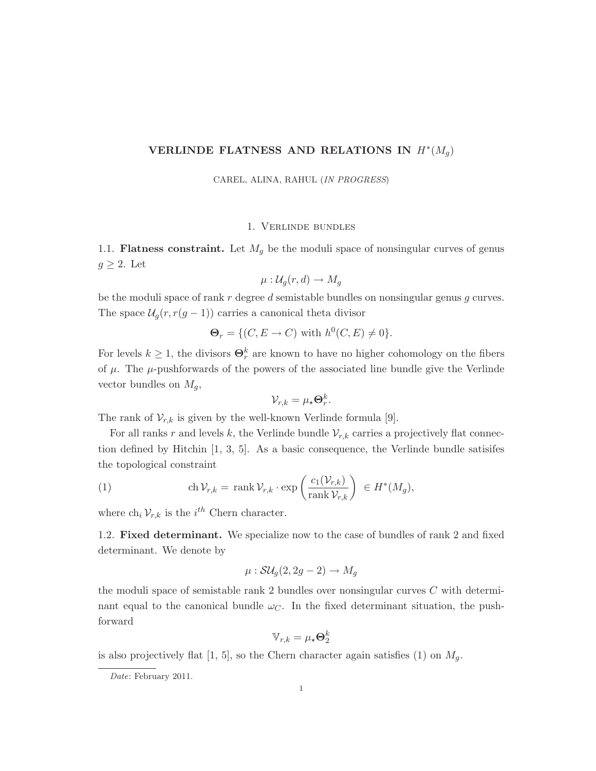# VERLINDE FLATNESS AND RELATIONS IN $H^*(M_g)$

CAREL, ALINA, RAHUL (*IN PROGRESS*)

## 1. Verlinde bundles

**1.1. Flatness constraint.** Let $M_g$ be the moduli space of nonsingular curves of genus $g \geq 2$. Let

$$\mu : \mathcal{U}_g(r, d) \to M_g$$

be the moduli space of rank $r$ degree $d$ semistable bundles on nonsingular genus $g$ curves. The space $\mathcal{U}_g(r, r(g-1))$ carries a canonical theta divisor

$$\mathbf{\Theta}_r = \{(C, E \to C) \text{ with } h^0(C, E) \neq 0\}.$$

For levels $k \geq 1$, the divisors $\mathbf{\Theta}_r^k$ are known to have no higher cohomology on the fibers of $\mu$. The $\mu$-pushforwards of the powers of the associated line bundle give the Verlinde vector bundles on $M_g$,

$$\mathcal{V}_{r,k} = \mu_\star \mathbf{\Theta}_r^k.$$

The rank of $\mathcal{V}_{r,k}$ is given by the well-known Verlinde formula [9].

For all ranks $r$ and levels $k$, the Verlinde bundle $\mathcal{V}_{r,k}$ carries a projectively flat connection defined by Hitchin [1, 3, 5]. As a basic consequence, the Verlinde bundle satisifes the topological constraint

$$\operatorname{ch} \mathcal{V}_{r,k} = \operatorname{rank} \mathcal{V}_{r,k} \cdot \exp\left(\frac{c_1(\mathcal{V}_{r,k})}{\operatorname{rank} \mathcal{V}_{r,k}}\right) \in H^*(M_g), \tag{1}$$

where $\operatorname{ch}_i \mathcal{V}_{r,k}$ is the $i^{th}$ Chern character.

**1.2. Fixed determinant.** We specialize now to the case of bundles of rank 2 and fixed determinant. We denote by

$$\mu : \mathcal{SU}_g(2, 2g-2) \to M_g$$

the moduli space of semistable rank 2 bundles over nonsingular curves $C$ with determinant equal to the canonical bundle $\omega_C$. In the fixed determinant situation, the pushforward

$$\mathbb{V}_{r,k} = \mu_\star \mathbf{\Theta}_2^k$$

is also projectively flat [1, 5], so the Chern character again satisfies (1) on $M_g$.

*Date*: February 2011.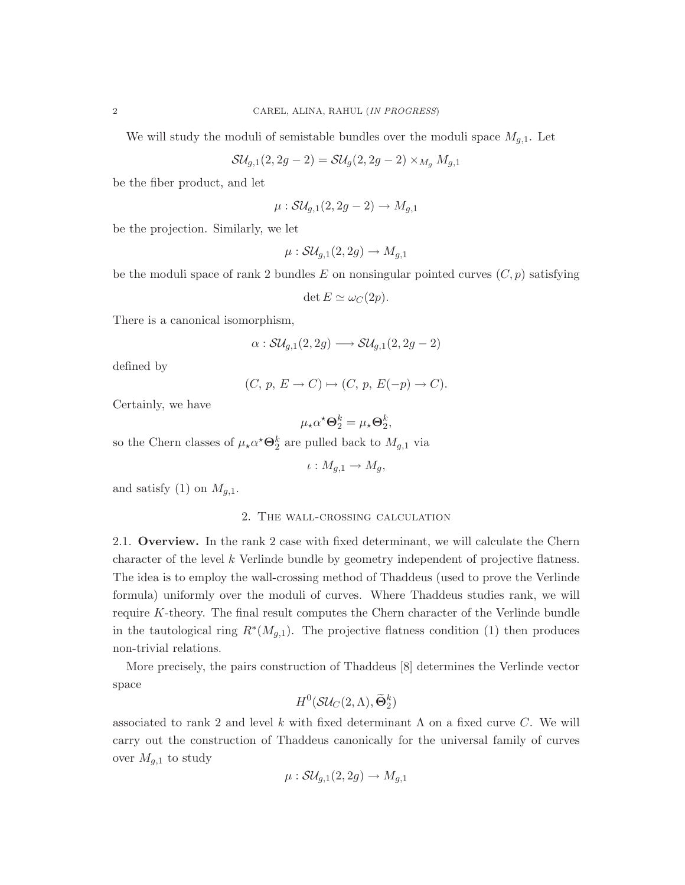We will study the moduli of semistable bundles over the moduli space $M_{g,1}$. Let

$$\mathcal{SU}_{g,1}(2, 2g-2) = \mathcal{SU}_g(2, 2g-2) \times_{M_g} M_{g,1}$$

be the fiber product, and let

$$\mu : \mathcal{SU}_{g,1}(2, 2g-2) \to M_{g,1}$$

be the projection. Similarly, we let

$$\mu : \mathcal{SU}_{g,1}(2, 2g) \to M_{g,1}$$

be the moduli space of rank 2 bundles $E$ on nonsingular pointed curves $(C, p)$ satisfying

$$\det E \simeq \omega_C(2p).$$

There is a canonical isomorphism,

$$\alpha : \mathcal{SU}_{g,1}(2, 2g) \longrightarrow \mathcal{SU}_{g,1}(2, 2g-2)$$

defined by

$$(C,\, p,\, E \to C) \mapsto (C,\, p,\, E(-p) \to C).$$

Certainly, we have

$$\mu_\star \alpha^\star \mathbf{\Theta}_2^k = \mu_\star \mathbf{\Theta}_2^k,$$

so the Chern classes of $\mu_\star \alpha^\star \mathbf{\Theta}_2^k$ are pulled back to $M_{g,1}$ via

$$\iota : M_{g,1} \to M_g,$$

and satisfy (1) on $M_{g,1}$.

## 2. The wall-crossing calculation

**2.1. Overview.** In the rank 2 case with fixed determinant, we will calculate the Chern character of the level $k$ Verlinde bundle by geometry independent of projective flatness. The idea is to employ the wall-crossing method of Thaddeus (used to prove the Verlinde formula) uniformly over the moduli of curves. Where Thaddeus studies rank, we will require $K$-theory. The final result computes the Chern character of the Verlinde bundle in the tautological ring $R^*(M_{g,1})$. The projective flatness condition (1) then produces non-trivial relations.

More precisely, the pairs construction of Thaddeus [8] determines the Verlinde vector space

$$H^0(\mathcal{SU}_C(2, \Lambda), \widetilde{\mathbf{\Theta}}_2^k)$$

associated to rank 2 and level $k$ with fixed determinant $\Lambda$ on a fixed curve $C$. We will carry out the construction of Thaddeus canonically for the universal family of curves over $M_{g,1}$ to study

$$\mu : \mathcal{SU}_{g,1}(2, 2g) \to M_{g,1}$$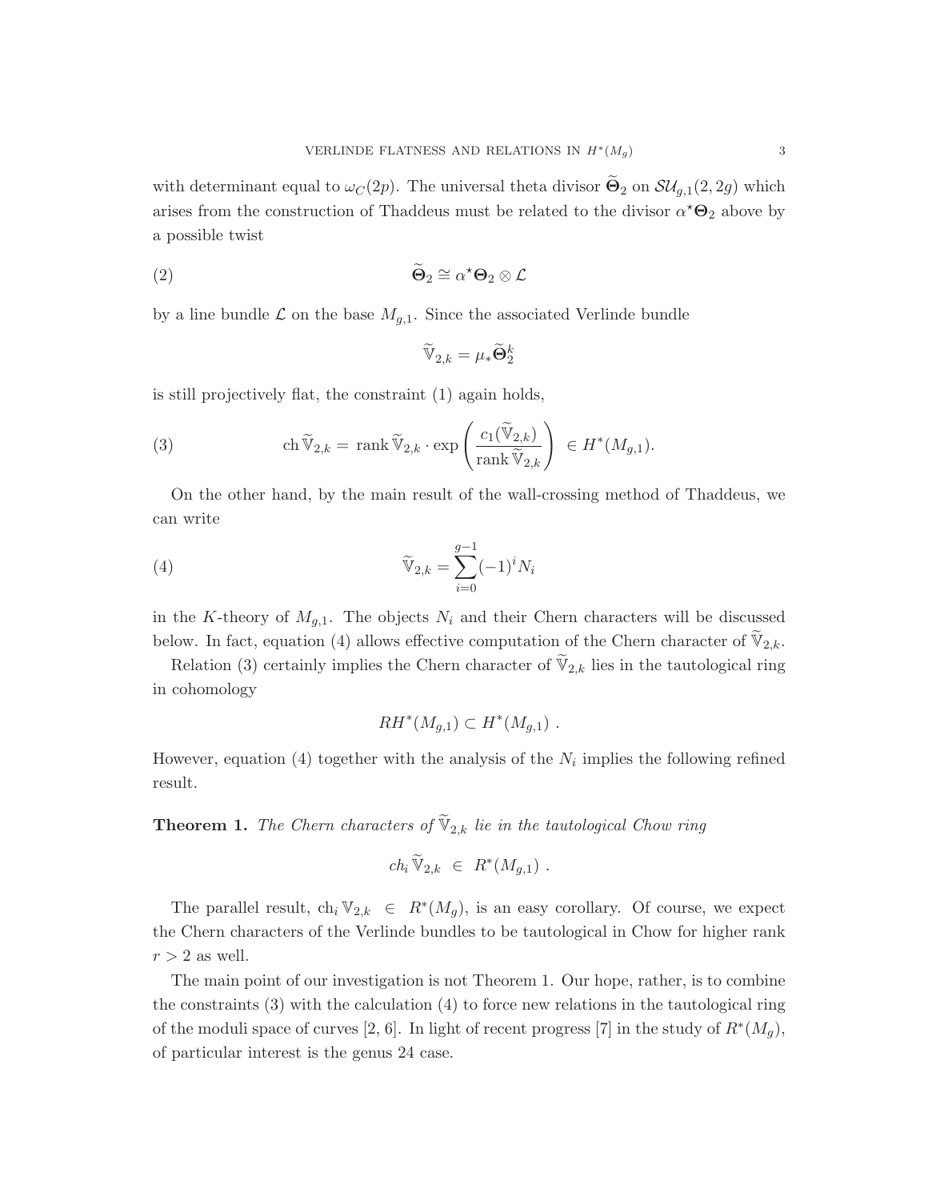with determinant equal to $\omega_C(2p)$. The universal theta divisor $\widetilde{\mathbf{\Theta}}_2$ on $\mathcal{SU}_{g,1}(2, 2g)$ which arises from the construction of Thaddeus must be related to the divisor $\alpha^\star \mathbf{\Theta}_2$ above by a possible twist

$$\widetilde{\mathbf{\Theta}}_2 \cong \alpha^\star \mathbf{\Theta}_2 \otimes \mathcal{L} \tag{2}$$

by a line bundle $\mathcal{L}$ on the base $M_{g,1}$. Since the associated Verlinde bundle

$$\widetilde{\mathbb{V}}_{2,k} = \mu_* \widetilde{\mathbf{\Theta}}_2^k$$

is still projectively flat, the constraint (1) again holds,

$$\operatorname{ch} \widetilde{\mathbb{V}}_{2,k} = \operatorname{rank} \widetilde{\mathbb{V}}_{2,k} \cdot \exp\left(\frac{c_1(\widetilde{\mathbb{V}}_{2,k})}{\operatorname{rank} \widetilde{\mathbb{V}}_{2,k}}\right) \in H^*(M_{g,1}). \tag{3}$$

On the other hand, by the main result of the wall-crossing method of Thaddeus, we can write

$$\widetilde{\mathbb{V}}_{2,k} = \sum_{i=0}^{g-1} (-1)^i N_i \tag{4}$$

in the $K$-theory of $M_{g,1}$. The objects $N_i$ and their Chern characters will be discussed below. In fact, equation (4) allows effective computation of the Chern character of $\widetilde{\mathbb{V}}_{2,k}$.

Relation (3) certainly implies the Chern character of $\widetilde{\mathbb{V}}_{2,k}$ lies in the tautological ring in cohomology

$$RH^*(M_{g,1}) \subset H^*(M_{g,1}) \ .$$

However, equation (4) together with the analysis of the $N_i$ implies the following refined result.

**Theorem 1.** *The Chern characters of $\widetilde{\mathbb{V}}_{2,k}$ lie in the tautological Chow ring*

$$ch_i \widetilde{\mathbb{V}}_{2,k} \ \in \ R^*(M_{g,1}) \ .$$

The parallel result, $\operatorname{ch}_i \mathbb{V}_{2,k} \ \in \ R^*(M_g)$, is an easy corollary. Of course, we expect the Chern characters of the Verlinde bundles to be tautological in Chow for higher rank $r > 2$ as well.

The main point of our investigation is not Theorem 1. Our hope, rather, is to combine the constraints (3) with the calculation (4) to force new relations in the tautological ring of the moduli space of curves [2, 6]. In light of recent progress [7] in the study of $R^*(M_g)$, of particular interest is the genus 24 case.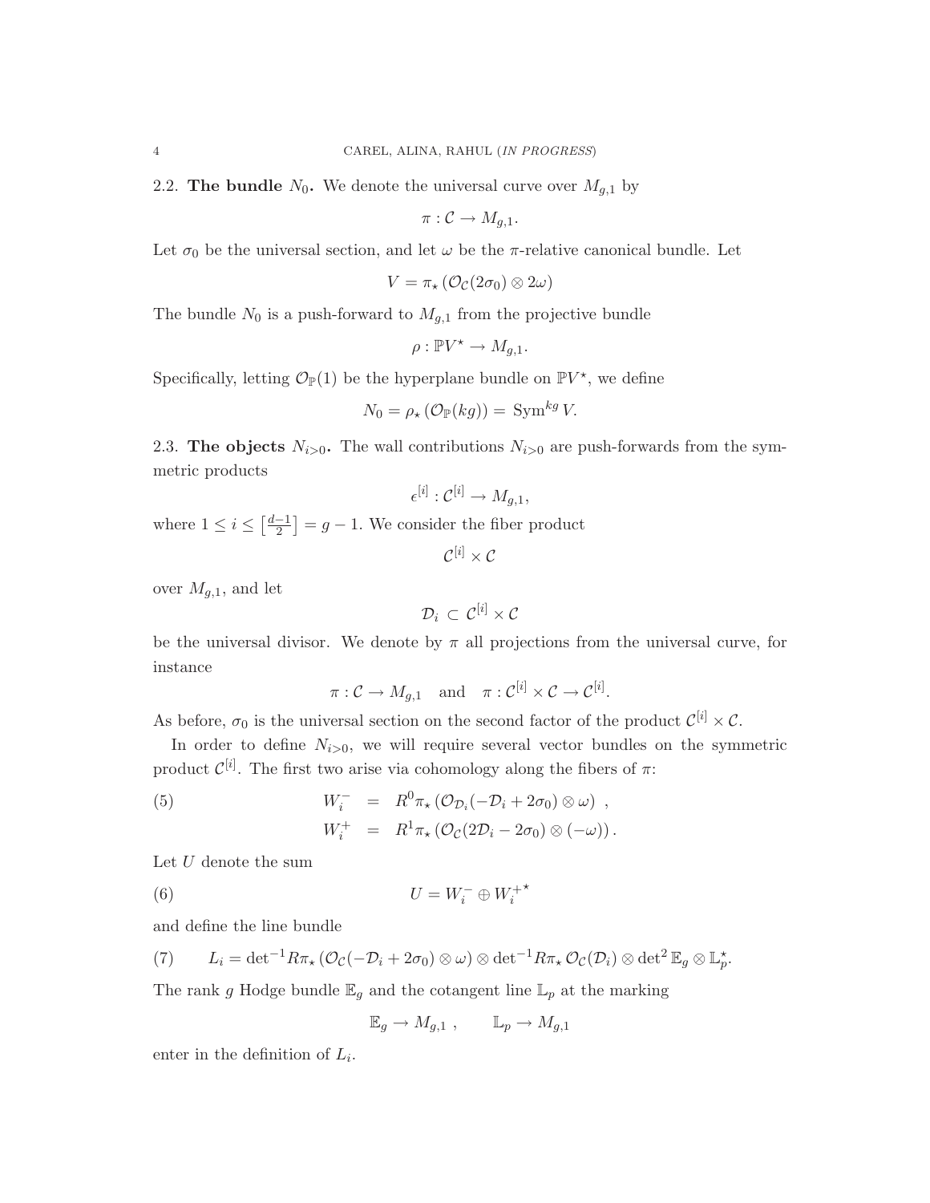## 2.2. The bundle $N_0$.

We denote the universal curve over $M_{g,1}$ by

$$\pi : \mathcal{C} \to M_{g,1}.$$

Let $\sigma_0$ be the universal section, and let $\omega$ be the $\pi$-relative canonical bundle. Let

$$V = \pi_\star \left( \mathcal{O}_\mathcal{C}(2\sigma_0) \otimes 2\omega \right)$$

The bundle $N_0$ is a push-forward to $M_{g,1}$ from the projective bundle

$$\rho : \mathbb{P}V^\star \to M_{g,1}.$$

Specifically, letting $\mathcal{O}_\mathbb{P}(1)$ be the hyperplane bundle on $\mathbb{P}V^\star$, we define

$$N_0 = \rho_\star \left( \mathcal{O}_\mathbb{P}(kg) \right) = \operatorname{Sym}^{kg} V.$$

## 2.3. The objects $N_{i>0}$.

The wall contributions $N_{i>0}$ are push-forwards from the symmetric products

$$\epsilon^{[i]} : \mathcal{C}^{[i]} \to M_{g,1},$$

where $1 \leq i \leq \left[\frac{d-1}{2}\right] = g-1$. We consider the fiber product

$$\mathcal{C}^{[i]} \times \mathcal{C}$$

over $M_{g,1}$, and let

$$\mathcal{D}_i \subset \mathcal{C}^{[i]} \times \mathcal{C}$$

be the universal divisor. We denote by $\pi$ all projections from the universal curve, for instance

$$\pi : \mathcal{C} \to M_{g,1} \quad \text{and} \quad \pi : \mathcal{C}^{[i]} \times \mathcal{C} \to \mathcal{C}^{[i]}.$$

As before, $\sigma_0$ is the universal section on the second factor of the product $\mathcal{C}^{[i]} \times \mathcal{C}$.

In order to define $N_{i>0}$, we will require several vector bundles on the symmetric product $\mathcal{C}^{[i]}$. The first two arise via cohomology along the fibers of $\pi$:

$$\begin{aligned} W_i^- &= R^0\pi_\star \left( \mathcal{O}_{\mathcal{D}_i}(-\mathcal{D}_i + 2\sigma_0) \otimes \omega \right) , \\ W_i^+ &= R^1\pi_\star \left( \mathcal{O}_\mathcal{C}(2\mathcal{D}_i - 2\sigma_0) \otimes (-\omega) \right). \end{aligned} \tag{5}$$

Let $U$ denote the sum

$$U = W_i^- \oplus W_i^{+\star} \tag{6}$$

and define the line bundle

$$L_i = \det{}^{-1} R\pi_\star \left( \mathcal{O}_\mathcal{C}(-\mathcal{D}_i + 2\sigma_0) \otimes \omega \right) \otimes \det{}^{-1} R\pi_\star \, \mathcal{O}_\mathcal{C}(\mathcal{D}_i) \otimes \det{}^2 \mathbb{E}_g \otimes \mathbb{L}_p^\star. \tag{7}$$

The rank $g$ Hodge bundle $\mathbb{E}_g$ and the cotangent line $\mathbb{L}_p$ at the marking

$$\mathbb{E}_g \to M_{g,1} , \qquad \mathbb{L}_p \to M_{g,1}$$

enter in the definition of $L_i$.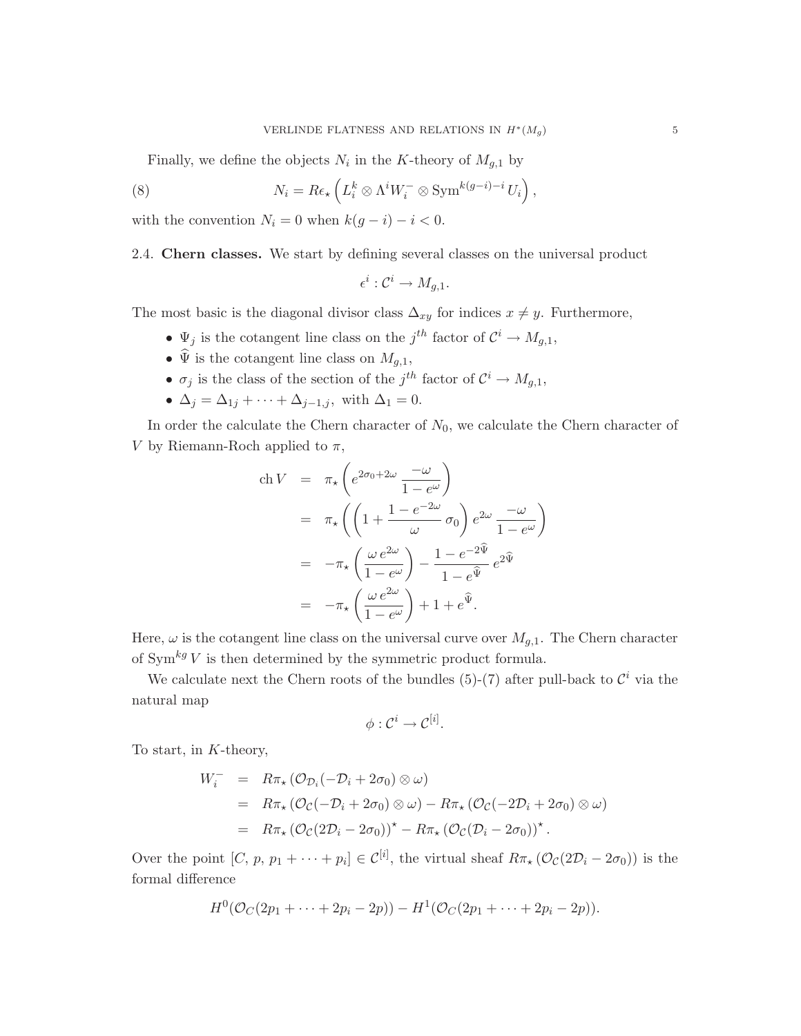Finally, we define the objects $N_i$ in the $K$-theory of $M_{g,1}$ by

$$N_i = R\epsilon_\star \left( L_i^k \otimes \Lambda^i W_i^- \otimes \operatorname{Sym}^{k(g-i)-i} U_i \right), \tag{8}$$

with the convention $N_i = 0$ when $k(g-i) - i < 0$.

2.4. **Chern classes.** We start by defining several classes on the universal product

$$\epsilon^i : \mathcal{C}^i \to M_{g,1}.$$

The most basic is the diagonal divisor class $\Delta_{xy}$ for indices $x \neq y$. Furthermore,

- $\Psi_j$ is the cotangent line class on the $j^{th}$ factor of $\mathcal{C}^i \to M_{g,1}$,
- $\widehat{\Psi}$ is the cotangent line class on $M_{g,1}$,
- $\sigma_j$ is the class of the section of the $j^{th}$ factor of $\mathcal{C}^i \to M_{g,1}$,
- $\Delta_j = \Delta_{1j} + \cdots + \Delta_{j-1,j}$, with $\Delta_1 = 0$.

In order the calculate the Chern character of $N_0$, we calculate the Chern character of $V$ by Riemann-Roch applied to $\pi$,

$$\begin{aligned}
\operatorname{ch} V &= \pi_\star \left( e^{2\sigma_0 + 2\omega} \, \frac{-\omega}{1 - e^{\omega}} \right) \\
&= \pi_\star \left( \left( 1 + \frac{1 - e^{-2\omega}}{\omega} \, \sigma_0 \right) e^{2\omega} \, \frac{-\omega}{1 - e^{\omega}} \right) \\
&= -\pi_\star \left( \frac{\omega \, e^{2\omega}}{1 - e^{\omega}} \right) - \frac{1 - e^{-2\widehat{\Psi}}}{1 - e^{\widehat{\Psi}}} \, e^{2\widehat{\Psi}} \\
&= -\pi_\star \left( \frac{\omega \, e^{2\omega}}{1 - e^{\omega}} \right) + 1 + e^{\widehat{\Psi}}.
\end{aligned}$$

Here, $\omega$ is the cotangent line class on the universal curve over $M_{g,1}$. The Chern character of $\operatorname{Sym}^{kg} V$ is then determined by the symmetric product formula.

We calculate next the Chern roots of the bundles (5)-(7) after pull-back to $\mathcal{C}^i$ via the natural map

$$\phi : \mathcal{C}^i \to \mathcal{C}^{[i]}.$$

To start, in $K$-theory,

$$\begin{aligned}
W_i^- &= R\pi_\star \left( \mathcal{O}_{\mathcal{D}_i}(-\mathcal{D}_i + 2\sigma_0) \otimes \omega \right) \\
&= R\pi_\star \left( \mathcal{O}_{\mathcal{C}}(-\mathcal{D}_i + 2\sigma_0) \otimes \omega \right) - R\pi_\star \left( \mathcal{O}_{\mathcal{C}}(-2\mathcal{D}_i + 2\sigma_0) \otimes \omega \right) \\
&= R\pi_\star \left( \mathcal{O}_{\mathcal{C}}(2\mathcal{D}_i - 2\sigma_0) \right)^\star - R\pi_\star \left( \mathcal{O}_{\mathcal{C}}(\mathcal{D}_i - 2\sigma_0) \right)^\star.
\end{aligned}$$

Over the point $[C, p, p_1 + \cdots + p_i] \in \mathcal{C}^{[i]}$, the virtual sheaf $R\pi_\star \left( \mathcal{O}_{\mathcal{C}}(2\mathcal{D}_i - 2\sigma_0) \right)$ is the formal difference

$$H^0(\mathcal{O}_C(2p_1 + \cdots + 2p_i - 2p)) - H^1(\mathcal{O}_C(2p_1 + \cdots + 2p_i - 2p)).$$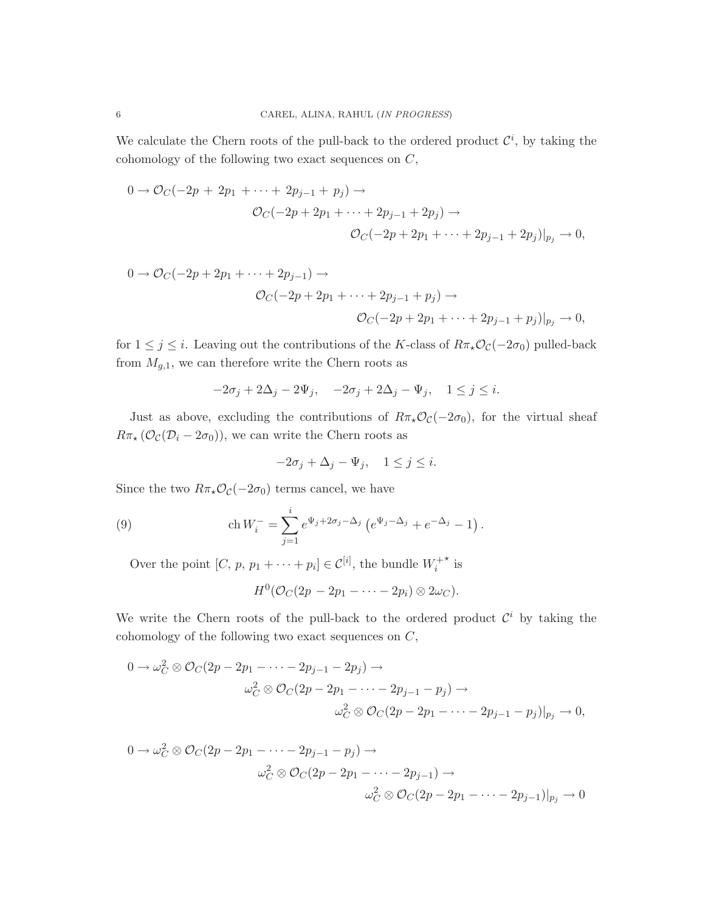We calculate the Chern roots of the pull-back to the ordered product $\mathcal{C}^i$, by taking the cohomology of the following two exact sequences on $C$,

$$
\begin{aligned}
0 \to \mathcal{O}_C(-2p + 2p_1 + \cdots + 2p_{j-1} + p_j) &\to \\
&\mathcal{O}_C(-2p + 2p_1 + \cdots + 2p_{j-1} + 2p_j) \to \\
&\qquad \mathcal{O}_C(-2p + 2p_1 + \cdots + 2p_{j-1} + 2p_j)|_{p_j} \to 0,
\end{aligned}
$$

$$
\begin{aligned}
0 \to \mathcal{O}_C(-2p + 2p_1 + \cdots + 2p_{j-1}) &\to \\
&\mathcal{O}_C(-2p + 2p_1 + \cdots + 2p_{j-1} + p_j) \to \\
&\qquad \mathcal{O}_C(-2p + 2p_1 + \cdots + 2p_{j-1} + p_j)|_{p_j} \to 0,
\end{aligned}
$$

for $1 \leq j \leq i$. Leaving out the contributions of the $K$-class of $R\pi_\star \mathcal{O}_\mathcal{C}(-2\sigma_0)$ pulled-back from $M_{g,1}$, we can therefore write the Chern roots as

$$
-2\sigma_j + 2\Delta_j - 2\Psi_j, \quad -2\sigma_j + 2\Delta_j - \Psi_j, \quad 1 \leq j \leq i.
$$

Just as above, excluding the contributions of $R\pi_\star \mathcal{O}_\mathcal{C}(-2\sigma_0)$, for the virtual sheaf $R\pi_\star(\mathcal{O}_\mathcal{C}(\mathcal{D}_i - 2\sigma_0))$, we can write the Chern roots as

$$
-2\sigma_j + \Delta_j - \Psi_j, \quad 1 \leq j \leq i.
$$

Since the two $R\pi_\star \mathcal{O}_\mathcal{C}(-2\sigma_0)$ terms cancel, we have

$$
\operatorname{ch} W_i^- = \sum_{j=1}^{i} e^{\Psi_j + 2\sigma_j - \Delta_j} \left( e^{\Psi_j - \Delta_j} + e^{-\Delta_j} - 1 \right). \tag{9}
$$

Over the point $[C, p, p_1 + \cdots + p_i] \in \mathcal{C}^{[i]}$, the bundle $W_i^{+\star}$ is

$$
H^0(\mathcal{O}_C(2p - 2p_1 - \cdots - 2p_i) \otimes 2\omega_C).
$$

We write the Chern roots of the pull-back to the ordered product $\mathcal{C}^i$ by taking the cohomology of the following two exact sequences on $C$,

$$
\begin{aligned}
0 \to \omega_C^2 \otimes \mathcal{O}_C(2p - 2p_1 - \cdots - 2p_{j-1} - 2p_j) &\to \\
&\omega_C^2 \otimes \mathcal{O}_C(2p - 2p_1 - \cdots - 2p_{j-1} - p_j) \to \\
&\qquad \omega_C^2 \otimes \mathcal{O}_C(2p - 2p_1 - \cdots - 2p_{j-1} - p_j)|_{p_j} \to 0,
\end{aligned}
$$

$$
\begin{aligned}
0 \to \omega_C^2 \otimes \mathcal{O}_C(2p - 2p_1 - \cdots - 2p_{j-1} - p_j) &\to \\
&\omega_C^2 \otimes \mathcal{O}_C(2p - 2p_1 - \cdots - 2p_{j-1}) \to \\
&\qquad \omega_C^2 \otimes \mathcal{O}_C(2p - 2p_1 - \cdots - 2p_{j-1})|_{p_j} \to 0
\end{aligned}
$$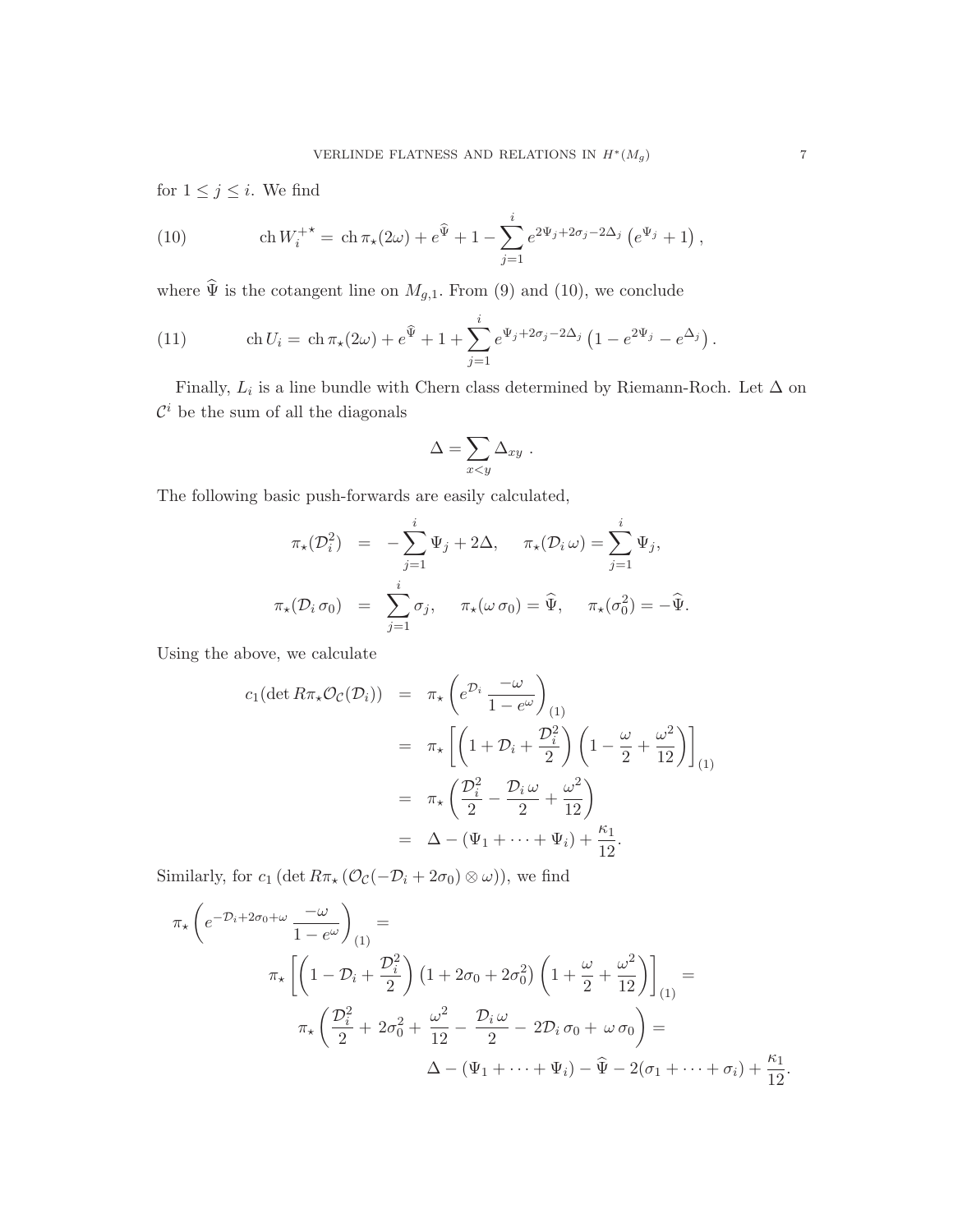for $1 \leq j \leq i$. We find

$$\operatorname{ch} W_i^{+\star} = \operatorname{ch} \pi_\star(2\omega) + e^{\widehat{\Psi}} + 1 - \sum_{j=1}^{i} e^{2\Psi_j + 2\sigma_j - 2\Delta_j} \left(e^{\Psi_j} + 1\right), \tag{10}$$

where $\widehat{\Psi}$ is the cotangent line on $M_{g,1}$. From (9) and (10), we conclude

$$\operatorname{ch} U_i = \operatorname{ch} \pi_\star(2\omega) + e^{\widehat{\Psi}} + 1 + \sum_{j=1}^{i} e^{\Psi_j + 2\sigma_j - 2\Delta_j} \left(1 - e^{2\Psi_j} - e^{\Delta_j}\right). \tag{11}$$

Finally, $L_i$ is a line bundle with Chern class determined by Riemann-Roch. Let $\Delta$ on $\mathcal{C}^i$ be the sum of all the diagonals

$$\Delta = \sum_{x<y} \Delta_{xy} \ .$$

The following basic push-forwards are easily calculated,

$$\begin{aligned}
\pi_\star(\mathcal{D}_i^2) &= -\sum_{j=1}^{i} \Psi_j + 2\Delta, \qquad \pi_\star(\mathcal{D}_i\, \omega) = \sum_{j=1}^{i} \Psi_j, \\
\pi_\star(\mathcal{D}_i\, \sigma_0) &= \sum_{j=1}^{i} \sigma_j, \qquad \pi_\star(\omega\, \sigma_0) = \widehat{\Psi}, \qquad \pi_\star(\sigma_0^2) = -\widehat{\Psi}.
\end{aligned}$$

Using the above, we calculate

$$\begin{aligned}
c_1(\det R\pi_\star \mathcal{O}_{\mathcal{C}}(\mathcal{D}_i)) &= \pi_\star\left(e^{\mathcal{D}_i}\, \frac{-\omega}{1-e^{\omega}}\right)_{(1)} \\
&= \pi_\star\left[\left(1 + \mathcal{D}_i + \frac{\mathcal{D}_i^2}{2}\right)\left(1 - \frac{\omega}{2} + \frac{\omega^2}{12}\right)\right]_{(1)} \\
&= \pi_\star\left(\frac{\mathcal{D}_i^2}{2} - \frac{\mathcal{D}_i\, \omega}{2} + \frac{\omega^2}{12}\right) \\
&= \Delta - (\Psi_1 + \cdots + \Psi_i) + \frac{\kappa_1}{12}.
\end{aligned}$$

Similarly, for $c_1\left(\det R\pi_\star\left(\mathcal{O}_{\mathcal{C}}(-\mathcal{D}_i + 2\sigma_0) \otimes \omega\right)\right)$, we find

$$\begin{aligned}
&\pi_\star\left(e^{-\mathcal{D}_i + 2\sigma_0 + \omega}\, \frac{-\omega}{1-e^{\omega}}\right)_{(1)} = \\
&\qquad \pi_\star\left[\left(1 - \mathcal{D}_i + \frac{\mathcal{D}_i^2}{2}\right)\left(1 + 2\sigma_0 + 2\sigma_0^2\right)\left(1 + \frac{\omega}{2} + \frac{\omega^2}{12}\right)\right]_{(1)} = \\
&\qquad\qquad \pi_\star\left(\frac{\mathcal{D}_i^2}{2} + 2\sigma_0^2 + \frac{\omega^2}{12} - \frac{\mathcal{D}_i\, \omega}{2} - 2\mathcal{D}_i\, \sigma_0 + \omega\, \sigma_0\right) = \\
&\qquad\qquad\qquad \Delta - (\Psi_1 + \cdots + \Psi_i) - \widehat{\Psi} - 2(\sigma_1 + \cdots + \sigma_i) + \frac{\kappa_1}{12}.
\end{aligned}$$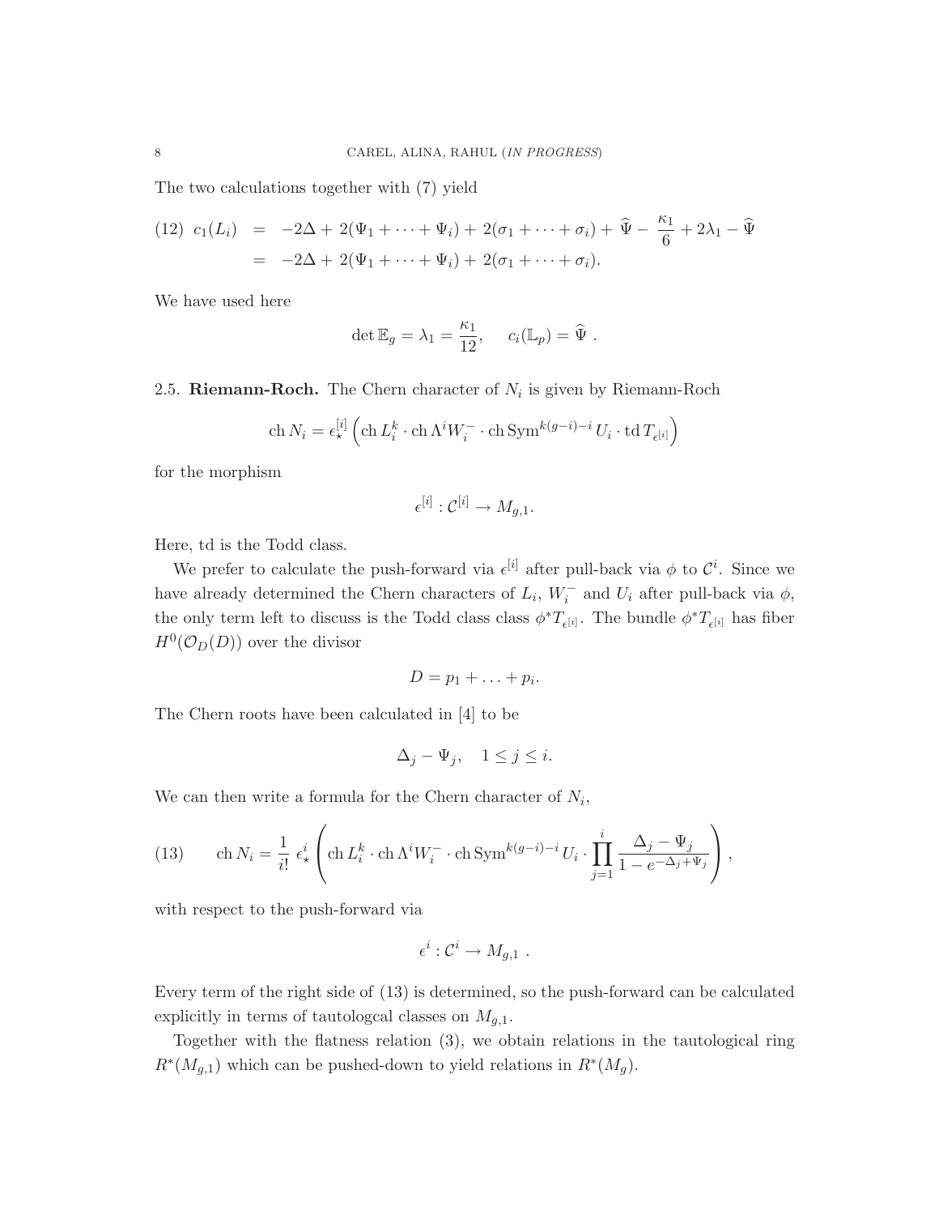The two calculations together with (7) yield

$$
\begin{aligned}
(12)\quad c_1(L_i) &= -2\Delta + 2(\Psi_1 + \cdots + \Psi_i) + 2(\sigma_1 + \cdots + \sigma_i) + \widehat{\Psi} - \frac{\kappa_1}{6} + 2\lambda_1 - \widehat{\Psi} \\
&= -2\Delta + 2(\Psi_1 + \cdots + \Psi_i) + 2(\sigma_1 + \cdots + \sigma_i).
\end{aligned}
$$

We have used here

$$
\det \mathbb{E}_g = \lambda_1 = \frac{\kappa_1}{12}, \qquad c_i(\mathbb{L}_p) = \widehat{\Psi}\ .
$$

## 2.5. **Riemann-Roch.**

The Chern character of $N_i$ is given by Riemann-Roch

$$
\operatorname{ch} N_i = \epsilon_\star^{[i]} \left( \operatorname{ch} L_i^k \cdot \operatorname{ch} \Lambda^i W_i^- \cdot \operatorname{ch} \operatorname{Sym}^{k(g-i)-i} U_i \cdot \operatorname{td} T_{\epsilon^{[i]}} \right)
$$

for the morphism

$$
\epsilon^{[i]} : \mathcal{C}^{[i]} \to M_{g,1}.
$$

Here, td is the Todd class.

We prefer to calculate the push-forward via $\epsilon^{[i]}$ after pull-back via $\phi$ to $\mathcal{C}^i$. Since we have already determined the Chern characters of $L_i$, $W_i^-$ and $U_i$ after pull-back via $\phi$, the only term left to discuss is the Todd class class $\phi^* T_{\epsilon^{[i]}}$. The bundle $\phi^* T_{\epsilon^{[i]}}$ has fiber $H^0(\mathcal{O}_D(D))$ over the divisor

$$
D = p_1 + \ldots + p_i.
$$

The Chern roots have been calculated in [4] to be

$$
\Delta_j - \Psi_j, \quad 1 \le j \le i.
$$

We can then write a formula for the Chern character of $N_i$,

$$
(13) \qquad \operatorname{ch} N_i = \frac{1}{i!}\ \epsilon_\star^i \left( \operatorname{ch} L_i^k \cdot \operatorname{ch} \Lambda^i W_i^- \cdot \operatorname{ch} \operatorname{Sym}^{k(g-i)-i} U_i \cdot \prod_{j=1}^{i} \frac{\Delta_j - \Psi_j}{1 - e^{-\Delta_j + \Psi_j}} \right),
$$

with respect to the push-forward via

$$
\epsilon^i : \mathcal{C}^i \to M_{g,1}\ .
$$

Every term of the right side of (13) is determined, so the push-forward can be calculated explicitly in terms of tautologcal classes on $M_{g,1}$.

Together with the flatness relation (3), we obtain relations in the tautological ring $R^*(M_{g,1})$ which can be pushed-down to yield relations in $R^*(M_g)$.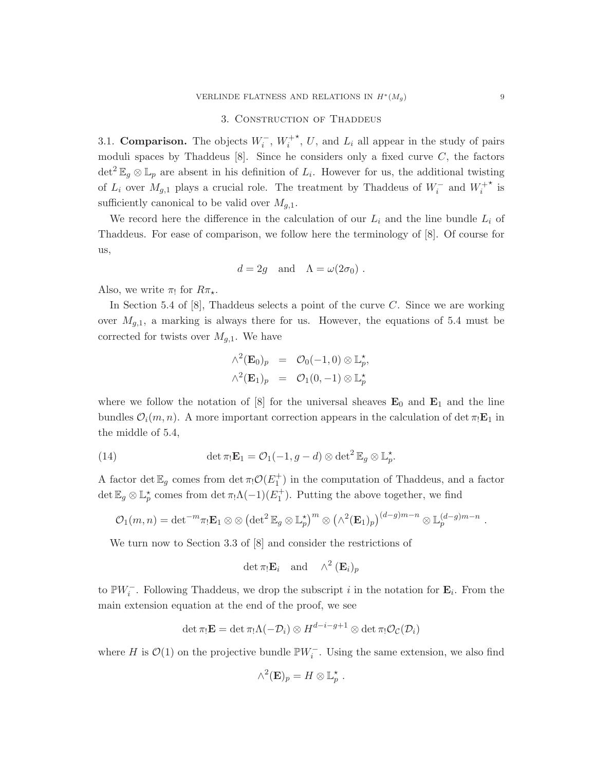## 3. Construction of Thaddeus

3.1. **Comparison.** The objects $W_i^-$, $W_i^{+\star}$, $U$, and $L_i$ all appear in the study of pairs moduli spaces by Thaddeus [8]. Since he considers only a fixed curve $C$, the factors $\det^2 \mathbb{E}_g \otimes \mathbb{L}_p$ are absent in his definition of $L_i$. However for us, the additional twisting of $L_i$ over $M_{g,1}$ plays a crucial role. The treatment by Thaddeus of $W_i^-$ and $W_i^{+\star}$ is sufficiently canonical to be valid over $M_{g,1}$.

We record here the difference in the calculation of our $L_i$ and the line bundle $L_i$ of Thaddeus. For ease of comparison, we follow here the terminology of [8]. Of course for us,

$$d = 2g \quad \text{and} \quad \Lambda = \omega(2\sigma_0) \ .$$

Also, we write $\pi_!$ for $R\pi_\star$.

In Section 5.4 of [8], Thaddeus selects a point of the curve $C$. Since we are working over $M_{g,1}$, a marking is always there for us. However, the equations of 5.4 must be corrected for twists over $M_{g,1}$. We have

$$\begin{aligned} \wedge^2(\mathbf{E}_0)_p &= \mathcal{O}_0(-1,0) \otimes \mathbb{L}_p^\star, \\ \wedge^2(\mathbf{E}_1)_p &= \mathcal{O}_1(0,-1) \otimes \mathbb{L}_p^\star \end{aligned}$$

where we follow the notation of [8] for the universal sheaves $\mathbf{E}_0$ and $\mathbf{E}_1$ and the line bundles $\mathcal{O}_i(m,n)$. A more important correction appears in the calculation of $\det \pi_! \mathbf{E}_1$ in the middle of 5.4,

$$\det \pi_! \mathbf{E}_1 = \mathcal{O}_1(-1, g-d) \otimes \det^2 \mathbb{E}_g \otimes \mathbb{L}_p^\star. \tag{14}$$

A factor $\det \mathbb{E}_g$ comes from $\det \pi_! \mathcal{O}(E_1^+)$ in the computation of Thaddeus, and a factor $\det \mathbb{E}_g \otimes \mathbb{L}_p^\star$ comes from $\det \pi_! \Lambda(-1)(E_1^+)$. Putting the above together, we find

$$\mathcal{O}_1(m,n) = \det{}^{-m} \pi_! \mathbf{E}_1 \otimes \otimes \left(\det^2 \mathbb{E}_g \otimes \mathbb{L}_p^\star\right)^m \otimes \left(\wedge^2(\mathbf{E}_1)_p\right)^{(d-g)m-n} \otimes \mathbb{L}_p^{(d-g)m-n} \ .$$

We turn now to Section 3.3 of [8] and consider the restrictions of

$$\det \pi_! \mathbf{E}_i \quad \text{and} \quad \wedge^2 (\mathbf{E}_i)_p$$

to $\mathbb{P}W_i^-$. Following Thaddeus, we drop the subscript $i$ in the notation for $\mathbf{E}_i$. From the main extension equation at the end of the proof, we see

$$\det \pi_! \mathbf{E} = \det \pi_! \Lambda(-\mathcal{D}_i) \otimes H^{d-i-g+1} \otimes \det \pi_! \mathcal{O}_{\mathcal{C}}(\mathcal{D}_i)$$

where $H$ is $\mathcal{O}(1)$ on the projective bundle $\mathbb{P}W_i^-$. Using the same extension, we also find

$$\wedge^2(\mathbf{E})_p = H \otimes \mathbb{L}_p^\star \ .$$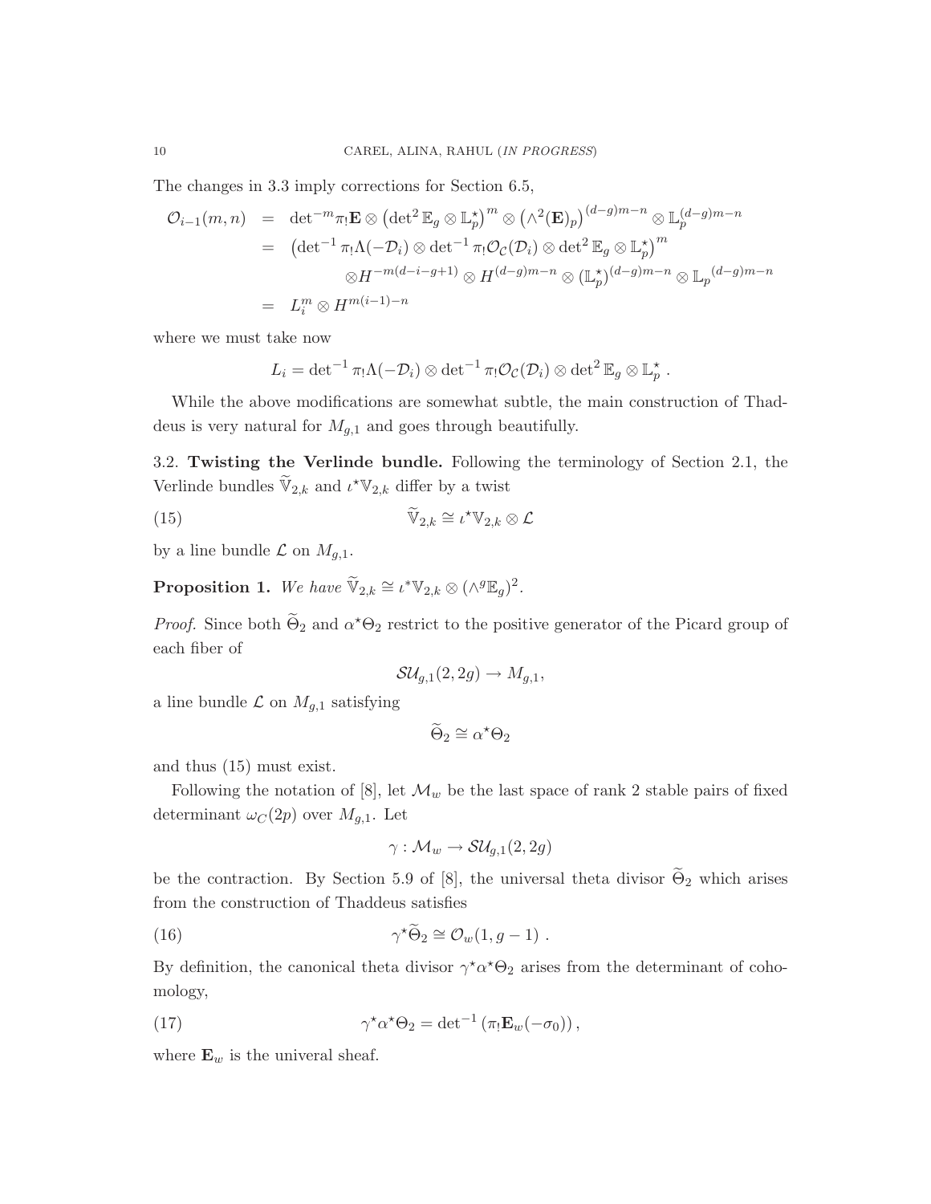The changes in 3.3 imply corrections for Section 6.5,

$$
\begin{aligned}
\mathcal{O}_{i-1}(m,n) &= \det{}^{-m}\pi_!\mathbf{E} \otimes \left(\det{}^2 \mathbb{E}_g \otimes \mathbb{L}_p^\star\right)^m \otimes \left(\wedge^2(\mathbf{E})_p\right)^{(d-g)m-n} \otimes \mathbb{L}_p^{(d-g)m-n} \\
&= \left(\det{}^{-1} \pi_!\Lambda(-\mathcal{D}_i) \otimes \det{}^{-1} \pi_!\mathcal{O}_{\mathcal{C}}(\mathcal{D}_i) \otimes \det{}^2 \mathbb{E}_g \otimes \mathbb{L}_p^\star\right)^m \\
&\qquad \otimes H^{-m(d-i-g+1)} \otimes H^{(d-g)m-n} \otimes (\mathbb{L}_p^\star)^{(d-g)m-n} \otimes \mathbb{L}_p{}^{(d-g)m-n} \\
&= L_i^m \otimes H^{m(i-1)-n}
\end{aligned}
$$

where we must take now

$$
L_i = \det{}^{-1} \pi_!\Lambda(-\mathcal{D}_i) \otimes \det{}^{-1} \pi_!\mathcal{O}_{\mathcal{C}}(\mathcal{D}_i) \otimes \det{}^2 \mathbb{E}_g \otimes \mathbb{L}_p^\star \,.
$$

While the above modifications are somewhat subtle, the main construction of Thaddeus is very natural for $M_{g,1}$ and goes through beautifully.

### 3.2. Twisting the Verlinde bundle.

Following the terminology of Section 2.1, the Verlinde bundles $\widetilde{\mathbb{V}}_{2,k}$ and $\iota^\star\mathbb{V}_{2,k}$ differ by a twist

$$
\widetilde{\mathbb{V}}_{2,k} \cong \iota^\star\mathbb{V}_{2,k} \otimes \mathcal{L} \tag{15}
$$

by a line bundle $\mathcal{L}$ on $M_{g,1}$.

**Proposition 1.** *We have* $\widetilde{\mathbb{V}}_{2,k} \cong \iota^*\mathbb{V}_{2,k} \otimes (\wedge^g\mathbb{E}_g)^2$.

*Proof.* Since both $\widetilde{\Theta}_2$ and $\alpha^\star\Theta_2$ restrict to the positive generator of the Picard group of each fiber of

$$
\mathcal{SU}_{g,1}(2,2g) \to M_{g,1},
$$

a line bundle $\mathcal{L}$ on $M_{g,1}$ satisfying

$$
\widetilde{\Theta}_2 \cong \alpha^\star\Theta_2
$$

and thus (15) must exist.

Following the notation of [8], let $\mathcal{M}_w$ be the last space of rank 2 stable pairs of fixed determinant $\omega_C(2p)$ over $M_{g,1}$. Let

$$
\gamma : \mathcal{M}_w \to \mathcal{SU}_{g,1}(2,2g)
$$

be the contraction. By Section 5.9 of [8], the universal theta divisor $\widetilde{\Theta}_2$ which arises from the construction of Thaddeus satisfies

$$
\gamma^\star\widetilde{\Theta}_2 \cong \mathcal{O}_w(1,g-1)\,. \tag{16}
$$

By definition, the canonical theta divisor $\gamma^\star\alpha^\star\Theta_2$ arises from the determinant of cohomology,

$$
\gamma^\star\alpha^\star\Theta_2 = \det{}^{-1}\left(\pi_!\mathbf{E}_w(-\sigma_0)\right), \tag{17}
$$

where $\mathbf{E}_w$ is the univeral sheaf.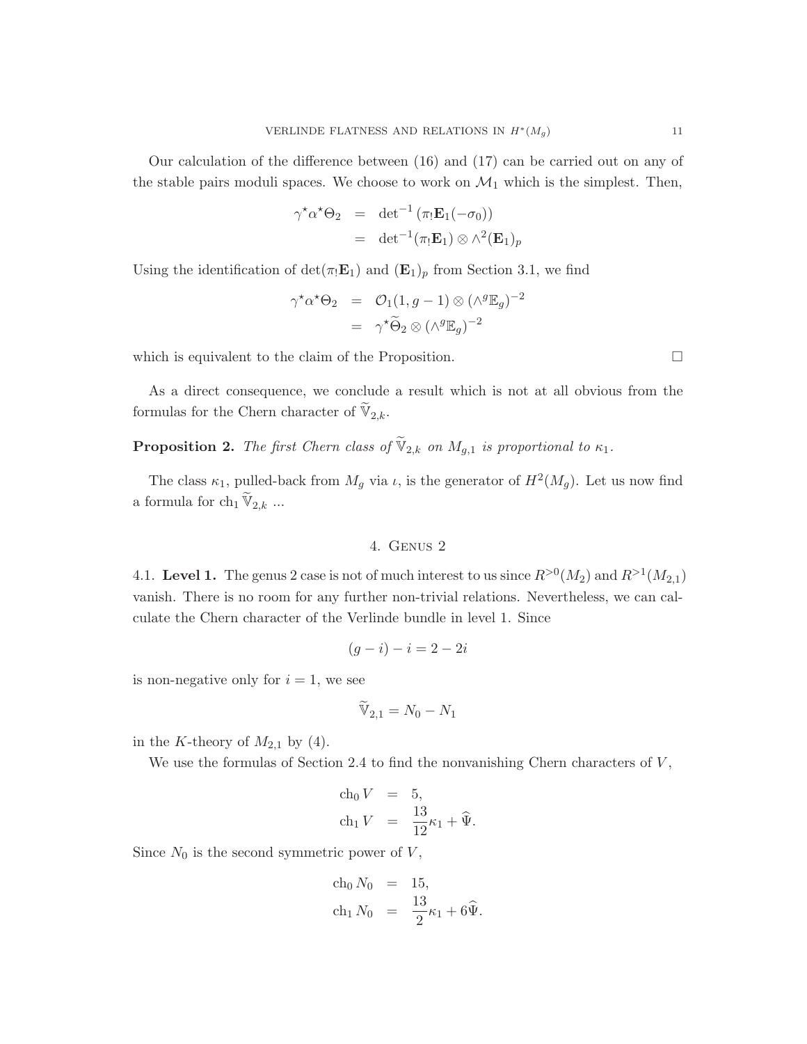Our calculation of the difference between (16) and (17) can be carried out on any of the stable pairs moduli spaces. We choose to work on $\mathcal{M}_1$ which is the simplest. Then,

$$
\begin{aligned}
\gamma^\star \alpha^\star \Theta_2 &= \det{}^{-1}\left(\pi_! \mathbf{E}_1(-\sigma_0)\right) \\
&= \det{}^{-1}(\pi_! \mathbf{E}_1) \otimes \wedge^2(\mathbf{E}_1)_p
\end{aligned}
$$

Using the identification of $\det(\pi_! \mathbf{E}_1)$ and $(\mathbf{E}_1)_p$ from Section 3.1, we find

$$
\begin{aligned}
\gamma^\star \alpha^\star \Theta_2 &= \mathcal{O}_1(1, g-1) \otimes (\wedge^g \mathbb{E}_g)^{-2} \\
&= \gamma^\star \widetilde{\Theta}_2 \otimes (\wedge^g \mathbb{E}_g)^{-2}
\end{aligned}
$$

which is equivalent to the claim of the Proposition. □

As a direct consequence, we conclude a result which is not at all obvious from the formulas for the Chern character of $\widetilde{\mathbb{V}}_{2,k}$.

**Proposition 2.** *The first Chern class of $\widetilde{\mathbb{V}}_{2,k}$ on $M_{g,1}$ is proportional to $\kappa_1$.*

The class $\kappa_1$, pulled-back from $M_g$ via $\iota$, is the generator of $H^2(M_g)$. Let us now find a formula for $\mathrm{ch}_1 \widetilde{\mathbb{V}}_{2,k}$ ...

## 4. Genus 2

4.1. **Level 1.** The genus 2 case is not of much interest to us since $R^{>0}(M_2)$ and $R^{>1}(M_{2,1})$ vanish. There is no room for any further non-trivial relations. Nevertheless, we can calculate the Chern character of the Verlinde bundle in level 1. Since

$$(g-i) - i = 2 - 2i$$

is non-negative only for $i = 1$, we see

$$\widetilde{\mathbb{V}}_{2,1} = N_0 - N_1$$

in the $K$-theory of $M_{2,1}$ by (4).

We use the formulas of Section 2.4 to find the nonvanishing Chern characters of $V$,

$$
\begin{aligned}
\mathrm{ch}_0\, V &= 5, \\
\mathrm{ch}_1\, V &= \frac{13}{12}\kappa_1 + \widehat{\Psi}.
\end{aligned}
$$

Since $N_0$ is the second symmetric power of $V$,

$$
\begin{aligned}
\mathrm{ch}_0\, N_0 &= 15, \\
\mathrm{ch}_1\, N_0 &= \frac{13}{2}\kappa_1 + 6\widehat{\Psi}.
\end{aligned}
$$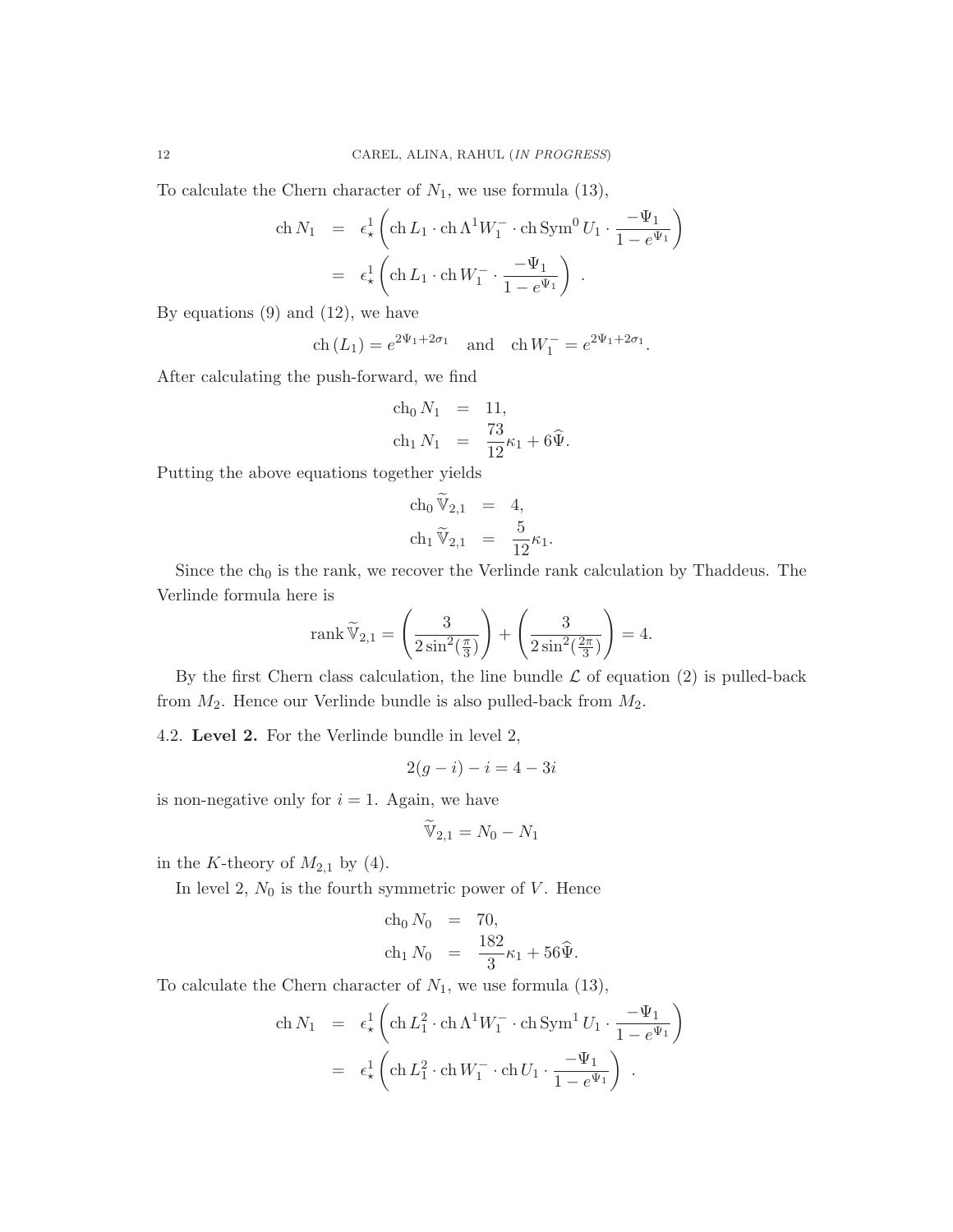To calculate the Chern character of $N_1$, we use formula (13),

$$
\begin{aligned}
\operatorname{ch} N_1 &= \epsilon^1_\star \left( \operatorname{ch} L_1 \cdot \operatorname{ch} \Lambda^1 W_1^- \cdot \operatorname{ch} \operatorname{Sym}^0 U_1 \cdot \frac{-\Psi_1}{1-e^{\Psi_1}} \right) \\
&= \epsilon^1_\star \left( \operatorname{ch} L_1 \cdot \operatorname{ch} W_1^- \cdot \frac{-\Psi_1}{1-e^{\Psi_1}} \right) \ .
\end{aligned}
$$

By equations (9) and (12), we have

$$
\operatorname{ch}(L_1) = e^{2\Psi_1 + 2\sigma_1} \quad \text{and} \quad \operatorname{ch} W_1^- = e^{2\Psi_1+2\sigma_1}.
$$

After calculating the push-forward, we find

$$
\begin{aligned}
\operatorname{ch}_0 N_1 &= 11, \\
\operatorname{ch}_1 N_1 &= \frac{73}{12}\kappa_1 + 6\widehat{\Psi}.
\end{aligned}
$$

Putting the above equations together yields

$$
\begin{aligned}
\operatorname{ch}_0 \widetilde{\mathbb{V}}_{2,1} &= 4, \\
\operatorname{ch}_1 \widetilde{\mathbb{V}}_{2,1} &= \frac{5}{12}\kappa_1.
\end{aligned}
$$

Since the $\operatorname{ch}_0$ is the rank, we recover the Verlinde rank calculation by Thaddeus. The Verlinde formula here is

$$
\operatorname{rank} \widetilde{\mathbb{V}}_{2,1} = \left( \frac{3}{2\sin^2(\frac{\pi}{3})} \right) + \left( \frac{3}{2\sin^2(\frac{2\pi}{3})} \right) = 4.
$$

By the first Chern class calculation, the line bundle $\mathcal{L}$ of equation (2) is pulled-back from $M_2$. Hence our Verlinde bundle is also pulled-back from $M_2$.

4.2. **Level 2.** For the Verlinde bundle in level 2,

$$
2(g-i) - i = 4 - 3i
$$

is non-negative only for $i = 1$. Again, we have

$$
\widetilde{\mathbb{V}}_{2,1} = N_0 - N_1
$$

in the $K$-theory of $M_{2,1}$ by (4).

In level 2, $N_0$ is the fourth symmetric power of $V$. Hence

$$
\begin{aligned}
\operatorname{ch}_0 N_0 &= 70, \\
\operatorname{ch}_1 N_0 &= \frac{182}{3}\kappa_1 + 56\widehat{\Psi}.
\end{aligned}
$$

To calculate the Chern character of $N_1$, we use formula (13),

$$
\begin{aligned}
\operatorname{ch} N_1 &= \epsilon^1_\star \left( \operatorname{ch} L_1^2 \cdot \operatorname{ch} \Lambda^1 W_1^- \cdot \operatorname{ch} \operatorname{Sym}^1 U_1 \cdot \frac{-\Psi_1}{1-e^{\Psi_1}} \right) \\
&= \epsilon^1_\star \left( \operatorname{ch} L_1^2 \cdot \operatorname{ch} W_1^- \cdot \operatorname{ch} U_1 \cdot \frac{-\Psi_1}{1-e^{\Psi_1}} \right) \ .
\end{aligned}
$$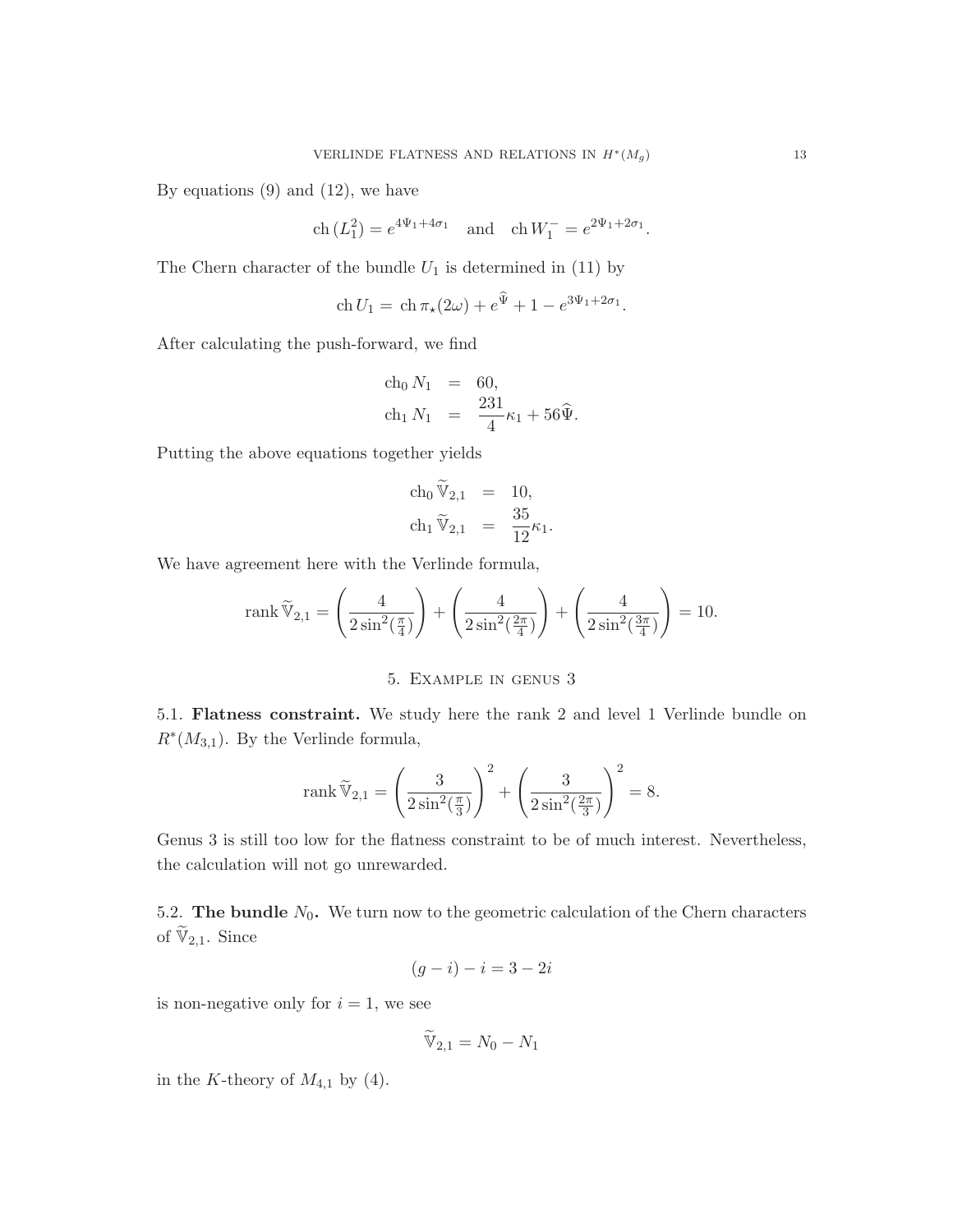By equations (9) and (12), we have

$$\mathrm{ch}\,(L_1^2) = e^{4\Psi_1 + 4\sigma_1} \quad \text{and} \quad \mathrm{ch}\, W_1^- = e^{2\Psi_1 + 2\sigma_1}.$$

The Chern character of the bundle $U_1$ is determined in (11) by

$$\mathrm{ch}\, U_1 = \mathrm{ch}\, \pi_\star(2\omega) + e^{\widehat{\Psi}} + 1 - e^{3\Psi_1 + 2\sigma_1}.$$

After calculating the push-forward, we find

$$\begin{aligned} \mathrm{ch}_0\, N_1 &= 60, \\ \mathrm{ch}_1\, N_1 &= \frac{231}{4}\kappa_1 + 56\widehat{\Psi}. \end{aligned}$$

Putting the above equations together yields

$$\begin{aligned} \mathrm{ch}_0\, \widetilde{\mathbb{V}}_{2,1} &= 10, \\ \mathrm{ch}_1\, \widetilde{\mathbb{V}}_{2,1} &= \frac{35}{12}\kappa_1. \end{aligned}$$

We have agreement here with the Verlinde formula,

$$\mathrm{rank}\, \widetilde{\mathbb{V}}_{2,1} = \left(\frac{4}{2\sin^2(\frac{\pi}{4})}\right) + \left(\frac{4}{2\sin^2(\frac{2\pi}{4})}\right) + \left(\frac{4}{2\sin^2(\frac{3\pi}{4})}\right) = 10.$$

## 5. Example in genus 3

**5.1. Flatness constraint.** We study here the rank 2 and level 1 Verlinde bundle on $R^*(M_{3,1})$. By the Verlinde formula,

$$\mathrm{rank}\, \widetilde{\mathbb{V}}_{2,1} = \left(\frac{3}{2\sin^2(\frac{\pi}{3})}\right)^2 + \left(\frac{3}{2\sin^2(\frac{2\pi}{3})}\right)^2 = 8.$$

Genus 3 is still too low for the flatness constraint to be of much interest. Nevertheless, the calculation will not go unrewarded.

**5.2. The bundle $N_0$.** We turn now to the geometric calculation of the Chern characters of $\widetilde{\mathbb{V}}_{2,1}$. Since

$$(g-i) - i = 3 - 2i$$

is non-negative only for $i = 1$, we see

$$\widetilde{\mathbb{V}}_{2,1} = N_0 - N_1$$

in the $K$-theory of $M_{4,1}$ by (4).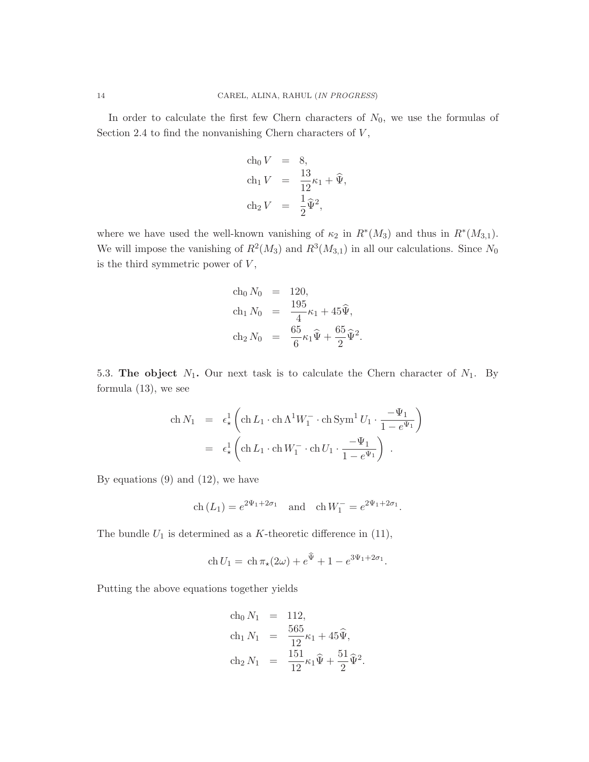In order to calculate the first few Chern characters of $N_0$, we use the formulas of Section 2.4 to find the nonvanishing Chern characters of $V$,

$$
\begin{aligned}
\mathrm{ch}_0\, V &= 8, \\
\mathrm{ch}_1\, V &= \frac{13}{12}\kappa_1 + \widehat{\Psi}, \\
\mathrm{ch}_2\, V &= \frac{1}{2}\widehat{\Psi}^2,
\end{aligned}
$$

where we have used the well-known vanishing of $\kappa_2$ in $R^*(M_3)$ and thus in $R^*(M_{3,1})$. We will impose the vanishing of $R^2(M_3)$ and $R^3(M_{3,1})$ in all our calculations. Since $N_0$ is the third symmetric power of $V$,

$$
\begin{aligned}
\mathrm{ch}_0\, N_0 &= 120, \\
\mathrm{ch}_1\, N_0 &= \frac{195}{4}\kappa_1 + 45\widehat{\Psi}, \\
\mathrm{ch}_2\, N_0 &= \frac{65}{6}\kappa_1\widehat{\Psi} + \frac{65}{2}\widehat{\Psi}^2.
\end{aligned}
$$

5.3. **The object $N_1$.** Our next task is to calculate the Chern character of $N_1$. By formula (13), we see

$$
\begin{aligned}
\mathrm{ch}\, N_1 &= \epsilon^1_\star\left(\mathrm{ch}\, L_1 \cdot \mathrm{ch}\, \Lambda^1 W_1^- \cdot \mathrm{ch}\, \mathrm{Sym}^1\, U_1 \cdot \frac{-\Psi_1}{1-e^{\Psi_1}}\right) \\
&= \epsilon^1_\star\left(\mathrm{ch}\, L_1 \cdot \mathrm{ch}\, W_1^- \cdot \mathrm{ch}\, U_1 \cdot \frac{-\Psi_1}{1-e^{\Psi_1}}\right) \ .
\end{aligned}
$$

By equations (9) and (12), we have

$$
\mathrm{ch}\,(L_1) = e^{2\Psi_1+2\sigma_1} \quad \text{and} \quad \mathrm{ch}\, W_1^- = e^{2\Psi_1+2\sigma_1}.
$$

The bundle $U_1$ is determined as a $K$-theoretic difference in (11),

$$
\mathrm{ch}\, U_1 = \mathrm{ch}\, \pi_\star(2\omega) + e^{\widehat{\Psi}} + 1 - e^{3\Psi_1+2\sigma_1}.
$$

Putting the above equations together yields

$$
\begin{aligned}
\mathrm{ch}_0\, N_1 &= 112, \\
\mathrm{ch}_1\, N_1 &= \frac{565}{12}\kappa_1 + 45\widehat{\Psi}, \\
\mathrm{ch}_2\, N_1 &= \frac{151}{12}\kappa_1\widehat{\Psi} + \frac{51}{2}\widehat{\Psi}^2.
\end{aligned}
$$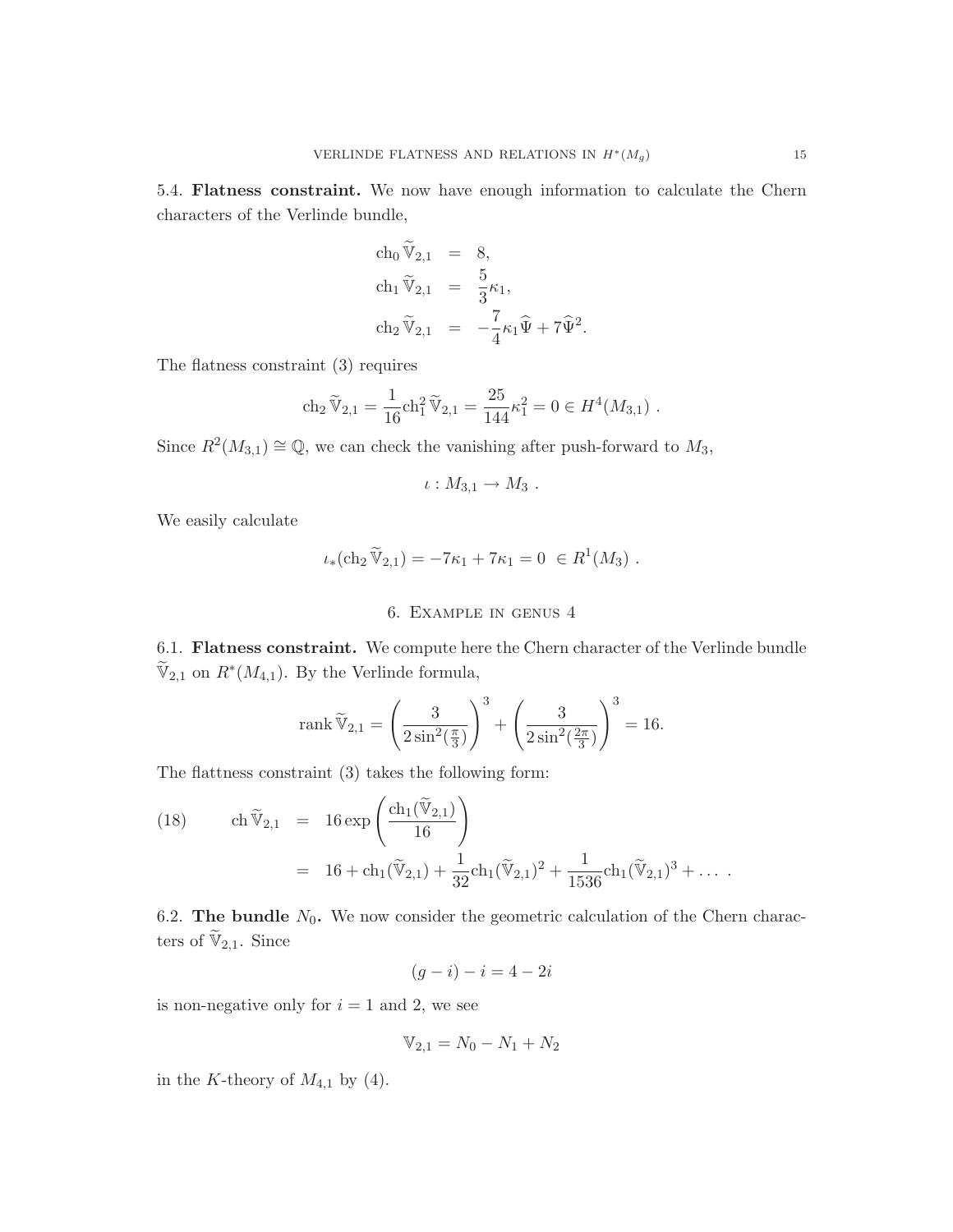**5.4. Flatness constraint.** We now have enough information to calculate the Chern characters of the Verlinde bundle,

$$
\begin{aligned}
\mathrm{ch}_0 \, \widetilde{\mathbb{V}}_{2,1} &= 8, \\
\mathrm{ch}_1 \, \widetilde{\mathbb{V}}_{2,1} &= \frac{5}{3}\kappa_1, \\
\mathrm{ch}_2 \, \widetilde{\mathbb{V}}_{2,1} &= -\frac{7}{4}\kappa_1 \widehat{\Psi} + 7\widehat{\Psi}^2.
\end{aligned}
$$

The flatness constraint (3) requires

$$
\mathrm{ch}_2 \, \widetilde{\mathbb{V}}_{2,1} = \frac{1}{16}\mathrm{ch}_1^2 \, \widetilde{\mathbb{V}}_{2,1} = \frac{25}{144}\kappa_1^2 = 0 \in H^4(M_{3,1}) \ .
$$

Since $R^2(M_{3,1}) \cong \mathbb{Q}$, we can check the vanishing after push-forward to $M_3$,

$$
\iota : M_{3,1} \to M_3 \ .
$$

We easily calculate

$$
\iota_*(\mathrm{ch}_2 \, \widetilde{\mathbb{V}}_{2,1}) = -7\kappa_1 + 7\kappa_1 = 0 \ \in R^1(M_3) \ .
$$

## 6. Example in genus 4

**6.1. Flatness constraint.** We compute here the Chern character of the Verlinde bundle $\widetilde{\mathbb{V}}_{2,1}$ on $R^*(M_{4,1})$. By the Verlinde formula,

$$
\mathrm{rank} \, \widetilde{\mathbb{V}}_{2,1} = \left( \frac{3}{2\sin^2(\frac{\pi}{3})} \right)^3 + \left( \frac{3}{2\sin^2(\frac{2\pi}{3})} \right)^3 = 16.
$$

The flattness constraint (3) takes the following form:

$$
\begin{aligned}
(18) \qquad \mathrm{ch} \, \widetilde{\mathbb{V}}_{2,1} &= 16 \exp\left( \frac{\mathrm{ch}_1(\widetilde{\mathbb{V}}_{2,1})}{16} \right) \\
&= 16 + \mathrm{ch}_1(\widetilde{\mathbb{V}}_{2,1}) + \frac{1}{32}\mathrm{ch}_1(\widetilde{\mathbb{V}}_{2,1})^2 + \frac{1}{1536}\mathrm{ch}_1(\widetilde{\mathbb{V}}_{2,1})^3 + \dots \ .
\end{aligned}
$$

**6.2. The bundle $N_0$.** We now consider the geometric calculation of the Chern characters of $\widetilde{\mathbb{V}}_{2,1}$. Since

$$
(g-i) - i = 4 - 2i
$$

is non-negative only for $i = 1$ and 2, we see

$$
\mathbb{V}_{2,1} = N_0 - N_1 + N_2
$$

in the $K$-theory of $M_{4,1}$ by (4).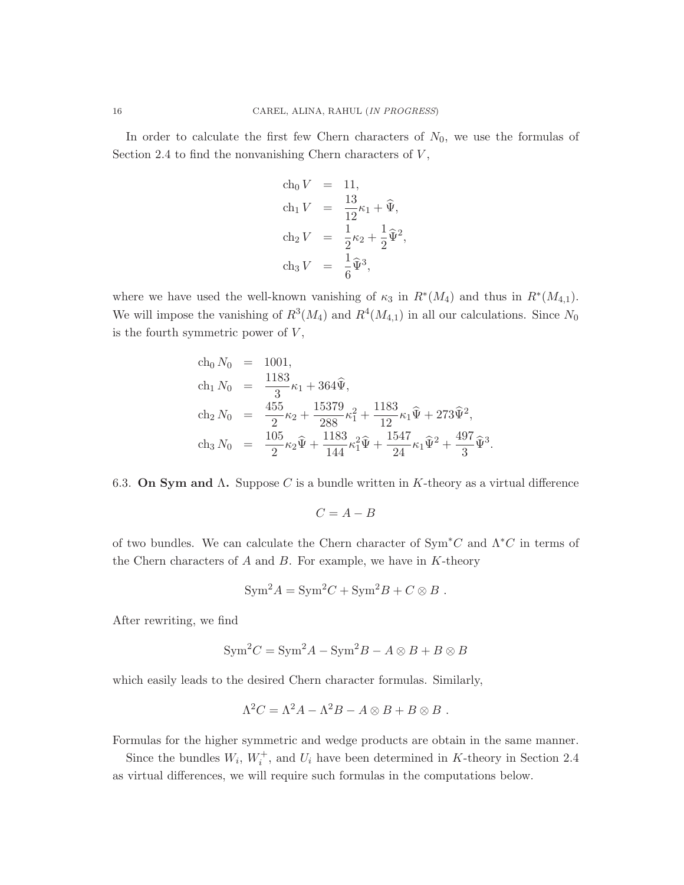In order to calculate the first few Chern characters of $N_0$, we use the formulas of Section 2.4 to find the nonvanishing Chern characters of $V$,

$$
\begin{aligned}
\mathrm{ch}_0\, V &= 11, \\
\mathrm{ch}_1\, V &= \frac{13}{12}\kappa_1 + \widehat{\Psi}, \\
\mathrm{ch}_2\, V &= \frac{1}{2}\kappa_2 + \frac{1}{2}\widehat{\Psi}^2, \\
\mathrm{ch}_3\, V &= \frac{1}{6}\widehat{\Psi}^3,
\end{aligned}
$$

where we have used the well-known vanishing of $\kappa_3$ in $R^*(M_4)$ and thus in $R^*(M_{4,1})$. We will impose the vanishing of $R^3(M_4)$ and $R^4(M_{4,1})$ in all our calculations. Since $N_0$ is the fourth symmetric power of $V$,

$$
\begin{aligned}
\mathrm{ch}_0\, N_0 &= 1001, \\
\mathrm{ch}_1\, N_0 &= \frac{1183}{3}\kappa_1 + 364\widehat{\Psi}, \\
\mathrm{ch}_2\, N_0 &= \frac{455}{2}\kappa_2 + \frac{15379}{288}\kappa_1^2 + \frac{1183}{12}\kappa_1\widehat{\Psi} + 273\widehat{\Psi}^2, \\
\mathrm{ch}_3\, N_0 &= \frac{105}{2}\kappa_2\widehat{\Psi} + \frac{1183}{144}\kappa_1^2\widehat{\Psi} + \frac{1547}{24}\kappa_1\widehat{\Psi}^2 + \frac{497}{3}\widehat{\Psi}^3.
\end{aligned}
$$

6.3. **On Sym and $\Lambda$.** Suppose $C$ is a bundle written in $K$-theory as a virtual difference

$$C = A - B$$

of two bundles. We can calculate the Chern character of $\mathrm{Sym}^*C$ and $\Lambda^*C$ in terms of the Chern characters of $A$ and $B$. For example, we have in $K$-theory

$$\mathrm{Sym}^2 A = \mathrm{Sym}^2 C + \mathrm{Sym}^2 B + C \otimes B\ .$$

After rewriting, we find

$$\mathrm{Sym}^2 C = \mathrm{Sym}^2 A - \mathrm{Sym}^2 B - A \otimes B + B \otimes B$$

which easily leads to the desired Chern character formulas. Similarly,

$$\Lambda^2 C = \Lambda^2 A - \Lambda^2 B - A \otimes B + B \otimes B\ .$$

Formulas for the higher symmetric and wedge products are obtain in the same manner.

Since the bundles $W_i$, $W_i^+$, and $U_i$ have been determined in $K$-theory in Section 2.4 as virtual differences, we will require such formulas in the computations below.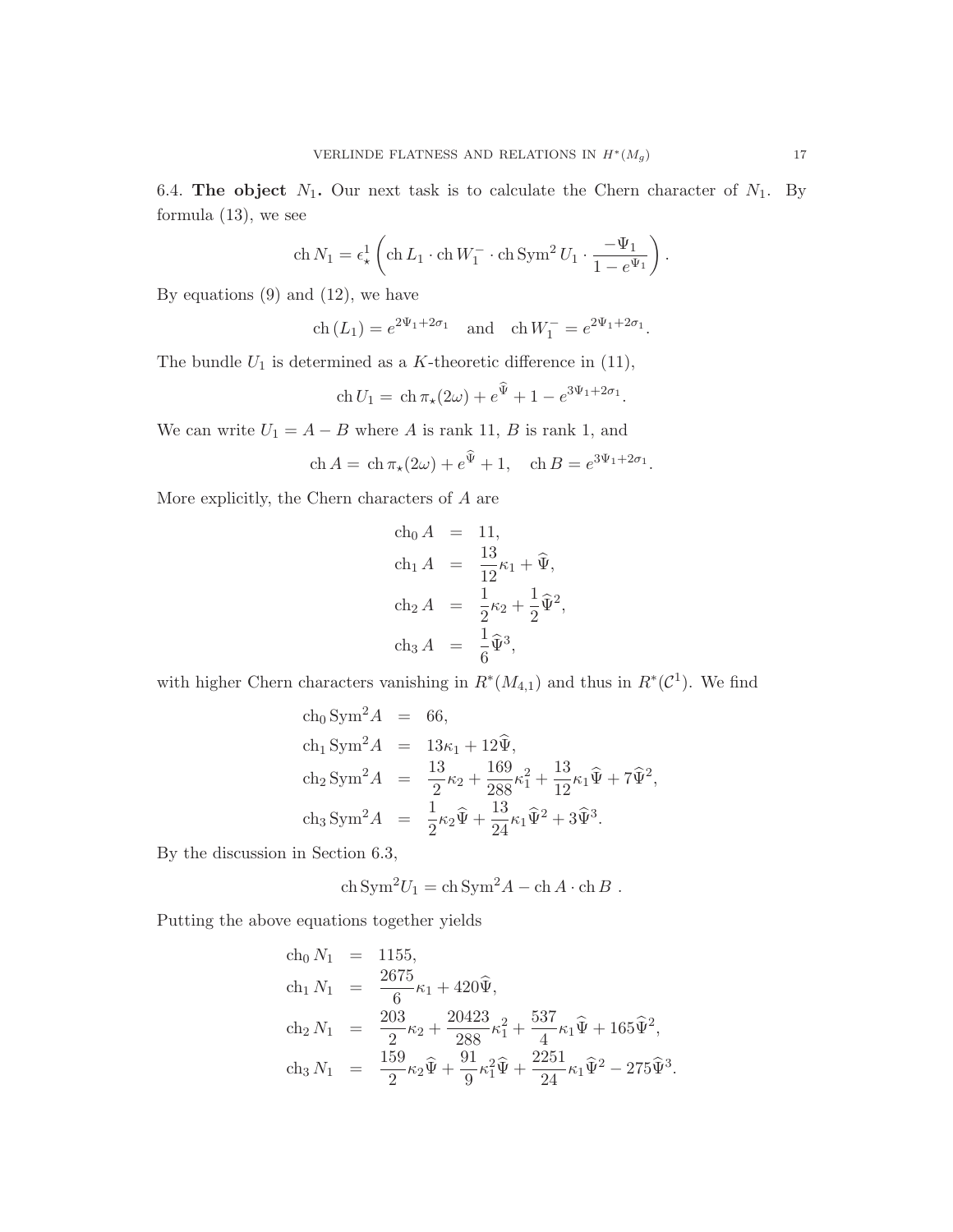6.4. **The object** $N_1$**.** Our next task is to calculate the Chern character of $N_1$. By formula (13), we see

$$\operatorname{ch} N_1 = \epsilon^1_\star \left( \operatorname{ch} L_1 \cdot \operatorname{ch} W_1^- \cdot \operatorname{ch} \operatorname{Sym}^2 U_1 \cdot \frac{-\Psi_1}{1 - e^{\Psi_1}} \right).$$

By equations (9) and (12), we have

$$\operatorname{ch}(L_1) = e^{2\Psi_1 + 2\sigma_1} \quad \text{and} \quad \operatorname{ch} W_1^- = e^{2\Psi_1 + 2\sigma_1}.$$

The bundle $U_1$ is determined as a $K$-theoretic difference in (11),

$$\operatorname{ch} U_1 = \operatorname{ch} \pi_\star(2\omega) + e^{\widehat{\Psi}} + 1 - e^{3\Psi_1 + 2\sigma_1}.$$

We can write $U_1 = A - B$ where $A$ is rank 11, $B$ is rank 1, and

$$\operatorname{ch} A = \operatorname{ch} \pi_\star(2\omega) + e^{\widehat{\Psi}} + 1, \quad \operatorname{ch} B = e^{3\Psi_1 + 2\sigma_1}.$$

More explicitly, the Chern characters of $A$ are

$$\begin{aligned}
\operatorname{ch}_0 A &= 11, \\
\operatorname{ch}_1 A &= \frac{13}{12}\kappa_1 + \widehat{\Psi}, \\
\operatorname{ch}_2 A &= \frac{1}{2}\kappa_2 + \frac{1}{2}\widehat{\Psi}^2, \\
\operatorname{ch}_3 A &= \frac{1}{6}\widehat{\Psi}^3,
\end{aligned}$$

with higher Chern characters vanishing in $R^*(M_{4,1})$ and thus in $R^*(\mathcal{C}^1)$. We find

$$\begin{aligned}
\operatorname{ch}_0 \operatorname{Sym}^2 A &= 66, \\
\operatorname{ch}_1 \operatorname{Sym}^2 A &= 13\kappa_1 + 12\widehat{\Psi}, \\
\operatorname{ch}_2 \operatorname{Sym}^2 A &= \frac{13}{2}\kappa_2 + \frac{169}{288}\kappa_1^2 + \frac{13}{12}\kappa_1\widehat{\Psi} + 7\widehat{\Psi}^2, \\
\operatorname{ch}_3 \operatorname{Sym}^2 A &= \frac{1}{2}\kappa_2\widehat{\Psi} + \frac{13}{24}\kappa_1\widehat{\Psi}^2 + 3\widehat{\Psi}^3.
\end{aligned}$$

By the discussion in Section 6.3,

$$\operatorname{ch} \operatorname{Sym}^2 U_1 = \operatorname{ch} \operatorname{Sym}^2 A - \operatorname{ch} A \cdot \operatorname{ch} B \ .$$

Putting the above equations together yields

$$\begin{aligned}
\operatorname{ch}_0 N_1 &= 1155, \\
\operatorname{ch}_1 N_1 &= \frac{2675}{6}\kappa_1 + 420\widehat{\Psi}, \\
\operatorname{ch}_2 N_1 &= \frac{203}{2}\kappa_2 + \frac{20423}{288}\kappa_1^2 + \frac{537}{4}\kappa_1\widehat{\Psi} + 165\widehat{\Psi}^2, \\
\operatorname{ch}_3 N_1 &= \frac{159}{2}\kappa_2\widehat{\Psi} + \frac{91}{9}\kappa_1^2\widehat{\Psi} + \frac{2251}{24}\kappa_1\widehat{\Psi}^2 - 275\widehat{\Psi}^3.
\end{aligned}$$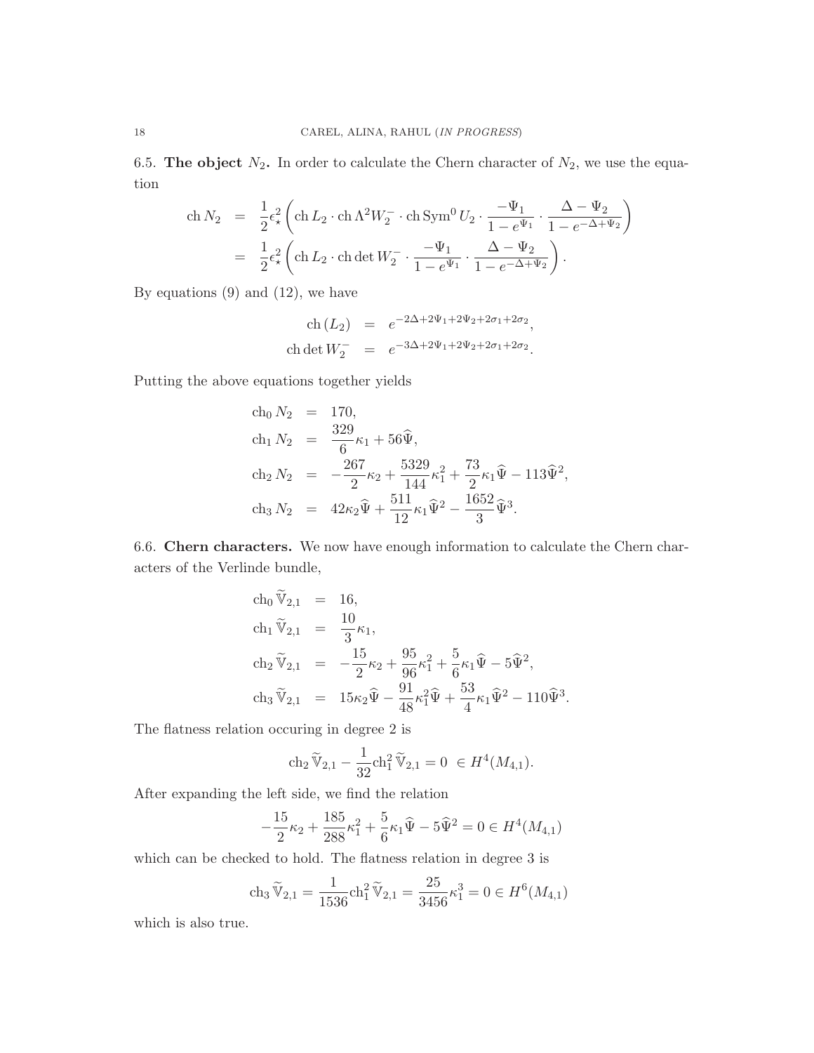6.5. **The object $N_2$.** In order to calculate the Chern character of $N_2$, we use the equation

$$
\begin{aligned}
\operatorname{ch} N_2 &= \frac{1}{2}\epsilon_\star^2 \left( \operatorname{ch} L_2 \cdot \operatorname{ch} \Lambda^2 W_2^- \cdot \operatorname{ch} \operatorname{Sym}^0 U_2 \cdot \frac{-\Psi_1}{1-e^{\Psi_1}} \cdot \frac{\Delta - \Psi_2}{1-e^{-\Delta+\Psi_2}} \right) \\
&= \frac{1}{2}\epsilon_\star^2 \left( \operatorname{ch} L_2 \cdot \operatorname{ch} \det W_2^- \cdot \frac{-\Psi_1}{1-e^{\Psi_1}} \cdot \frac{\Delta - \Psi_2}{1-e^{-\Delta+\Psi_2}} \right).
\end{aligned}
$$

By equations (9) and (12), we have

$$
\begin{aligned}
\operatorname{ch}(L_2) &= e^{-2\Delta+2\Psi_1+2\Psi_2+2\sigma_1+2\sigma_2}, \\
\operatorname{ch} \det W_2^- &= e^{-3\Delta+2\Psi_1+2\Psi_2+2\sigma_1+2\sigma_2}.
\end{aligned}
$$

Putting the above equations together yields

$$
\begin{aligned}
\operatorname{ch}_0 N_2 &= 170, \\
\operatorname{ch}_1 N_2 &= \frac{329}{6}\kappa_1 + 56\widehat{\Psi}, \\
\operatorname{ch}_2 N_2 &= -\frac{267}{2}\kappa_2 + \frac{5329}{144}\kappa_1^2 + \frac{73}{2}\kappa_1\widehat{\Psi} - 113\widehat{\Psi}^2, \\
\operatorname{ch}_3 N_2 &= 42\kappa_2\widehat{\Psi} + \frac{511}{12}\kappa_1\widehat{\Psi}^2 - \frac{1652}{3}\widehat{\Psi}^3.
\end{aligned}
$$

6.6. **Chern characters.** We now have enough information to calculate the Chern characters of the Verlinde bundle,

$$
\begin{aligned}
\operatorname{ch}_0 \widetilde{\mathbb{V}}_{2,1} &= 16, \\
\operatorname{ch}_1 \widetilde{\mathbb{V}}_{2,1} &= \frac{10}{3}\kappa_1, \\
\operatorname{ch}_2 \widetilde{\mathbb{V}}_{2,1} &= -\frac{15}{2}\kappa_2 + \frac{95}{96}\kappa_1^2 + \frac{5}{6}\kappa_1\widehat{\Psi} - 5\widehat{\Psi}^2, \\
\operatorname{ch}_3 \widetilde{\mathbb{V}}_{2,1} &= 15\kappa_2\widehat{\Psi} - \frac{91}{48}\kappa_1^2\widehat{\Psi} + \frac{53}{4}\kappa_1\widehat{\Psi}^2 - 110\widehat{\Psi}^3.
\end{aligned}
$$

The flatness relation occuring in degree 2 is

$$
\operatorname{ch}_2 \widetilde{\mathbb{V}}_{2,1} - \frac{1}{32}\operatorname{ch}_1^2 \widetilde{\mathbb{V}}_{2,1} = 0 \ \in H^4(M_{4,1}).
$$

After expanding the left side, we find the relation

$$
-\frac{15}{2}\kappa_2 + \frac{185}{288}\kappa_1^2 + \frac{5}{6}\kappa_1\widehat{\Psi} - 5\widehat{\Psi}^2 = 0 \in H^4(M_{4,1})
$$

which can be checked to hold. The flatness relation in degree 3 is

$$
\operatorname{ch}_3 \widetilde{\mathbb{V}}_{2,1} = \frac{1}{1536}\operatorname{ch}_1^2 \widetilde{\mathbb{V}}_{2,1} = \frac{25}{3456}\kappa_1^3 = 0 \in H^6(M_{4,1})
$$

which is also true.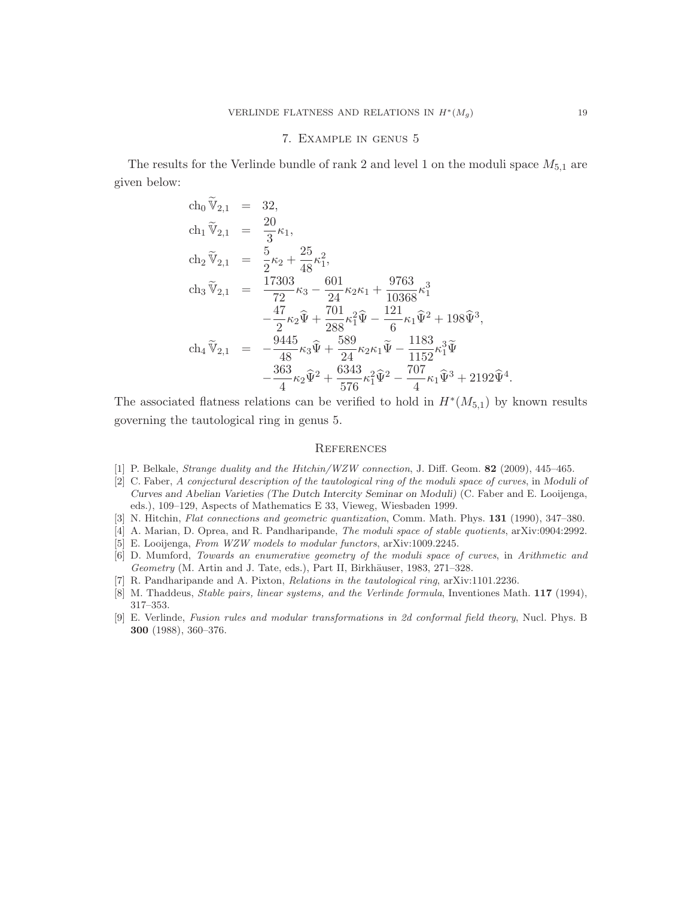## 7. Example in genus 5

The results for the Verlinde bundle of rank 2 and level 1 on the moduli space $M_{5,1}$ are given below:

$$
\begin{aligned}
\mathrm{ch}_0\, \widetilde{\mathbb{V}}_{2,1} &= 32, \\
\mathrm{ch}_1\, \widetilde{\mathbb{V}}_{2,1} &= \frac{20}{3}\kappa_1, \\
\mathrm{ch}_2\, \widetilde{\mathbb{V}}_{2,1} &= \frac{5}{2}\kappa_2 + \frac{25}{48}\kappa_1^2, \\
\mathrm{ch}_3\, \widetilde{\mathbb{V}}_{2,1} &= \frac{17303}{72}\kappa_3 - \frac{601}{24}\kappa_2\kappa_1 + \frac{9763}{10368}\kappa_1^3 \\
&\quad - \frac{47}{2}\kappa_2\widehat{\Psi} + \frac{701}{288}\kappa_1^2\widehat{\Psi} - \frac{121}{6}\kappa_1\widehat{\Psi}^2 + 198\widehat{\Psi}^3, \\
\mathrm{ch}_4\, \widetilde{\mathbb{V}}_{2,1} &= -\frac{9445}{48}\kappa_3\widehat{\Psi} + \frac{589}{24}\kappa_2\kappa_1\widetilde{\Psi} - \frac{1183}{1152}\kappa_1^3\widetilde{\Psi} \\
&\quad - \frac{363}{4}\kappa_2\widehat{\Psi}^2 + \frac{6343}{576}\kappa_1^2\widehat{\Psi}^2 - \frac{707}{4}\kappa_1\widehat{\Psi}^3 + 2192\widehat{\Psi}^4.
\end{aligned}
$$

The associated flatness relations can be verified to hold in $H^*(M_{5,1})$ by known results governing the tautological ring in genus 5.

## References

[1] P. Belkale, *Strange duality and the Hitchin/WZW connection*, J. Diff. Geom. **82** (2009), 445–465.

[2] C. Faber, *A conjectural description of the tautological ring of the moduli space of curves*, in Moduli of Curves and Abelian Varieties (The Dutch Intercity Seminar on Moduli) (C. Faber and E. Looijenga, eds.), 109–129, Aspects of Mathematics E 33, Vieweg, Wiesbaden 1999.

[3] N. Hitchin, *Flat connections and geometric quantization*, Comm. Math. Phys. **131** (1990), 347–380.

[4] A. Marian, D. Oprea, and R. Pandharipande, *The moduli space of stable quotients*, arXiv:0904:2992.

[5] E. Looijenga, *From WZW models to modular functors*, arXiv:1009.2245.

[6] D. Mumford, *Towards an enumerative geometry of the moduli space of curves*, in *Arithmetic and Geometry* (M. Artin and J. Tate, eds.), Part II, Birkhäuser, 1983, 271–328.

[7] R. Pandharipande and A. Pixton, *Relations in the tautological ring*, arXiv:1101.2236.

[8] M. Thaddeus, *Stable pairs, linear systems, and the Verlinde formula*, Inventiones Math. **117** (1994), 317–353.

[9] E. Verlinde, *Fusion rules and modular transformations in 2d conformal field theory*, Nucl. Phys. B **300** (1988), 360–376.